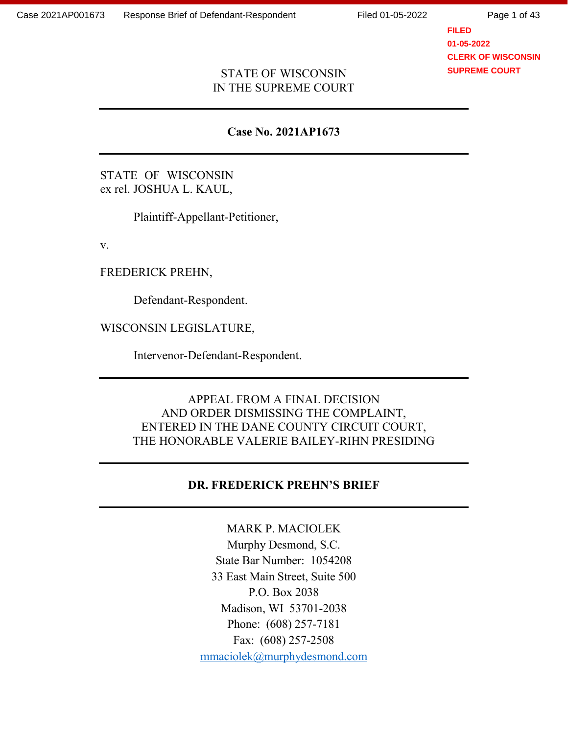FILED
01-05-2022
CLERK OF WISCONSIN
SUPREME COURT

STATE OF WISCONSIN
IN THE SUPREME COURT

---

**Case No. 2021AP1673**

---

STATE OF WISCONSIN
ex rel. JOSHUA L. KAUL,

Plaintiff-Appellant-Petitioner,

v.

FREDERICK PREHN,

Defendant-Respondent.

WISCONSIN LEGISLATURE,

Intervenor-Defendant-Respondent.

---

APPEAL FROM A FINAL DECISION
AND ORDER DISMISSING THE COMPLAINT,
ENTERED IN THE DANE COUNTY CIRCUIT COURT,
THE HONORABLE VALERIE BAILEY-RIHN PRESIDING

---

**DR. FREDERICK PREHN'S BRIEF**

---

MARK P. MACIOLEK
Murphy Desmond, S.C.
State Bar Number: 1054208
33 East Main Street, Suite 500
P.O. Box 2038
Madison, WI 53701-2038
Phone: (608) 257-7181
Fax: (608) 257-2508
mmaciolek@murphydesmond.com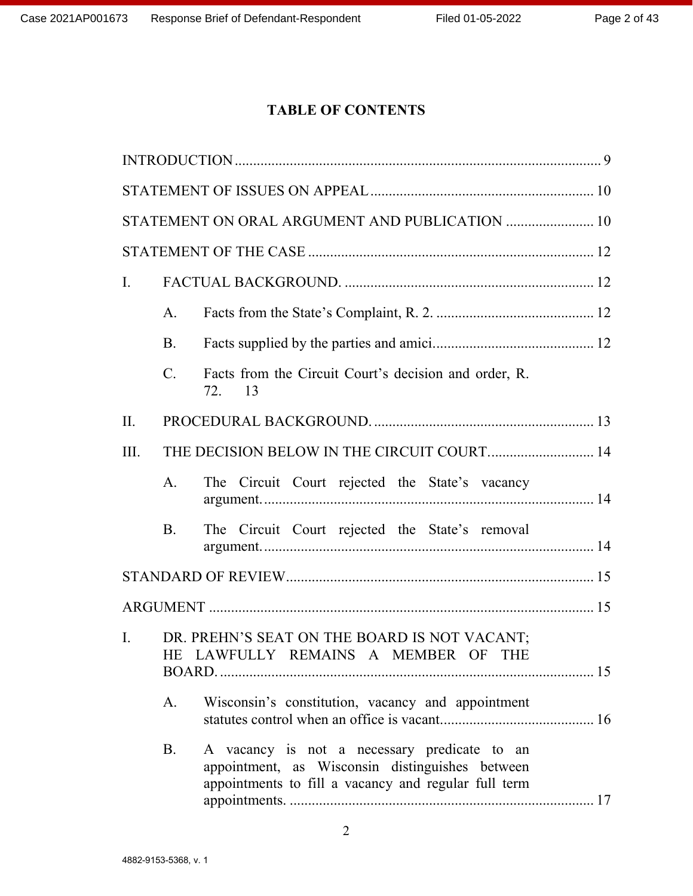# TABLE OF CONTENTS

INTRODUCTION .................................................................................................... 9

STATEMENT OF ISSUES ON APPEAL ............................................................ 10

STATEMENT ON ORAL ARGUMENT AND PUBLICATION ........................ 10

STATEMENT OF THE CASE ............................................................................. 12

I. FACTUAL BACKGROUND. .................................................................... 12

 A. Facts from the State's Complaint, R. 2. ........................................... 12

 B. Facts supplied by the parties and amici. .......................................... 12

 C. Facts from the Circuit Court's decision and order, R. 72. 13

II. PROCEDURAL BACKGROUND. ............................................................ 13

III. THE DECISION BELOW IN THE CIRCUIT COURT. ............................ 14

 A. The Circuit Court rejected the State's vacancy argument. .......................................................................... 14

 B. The Circuit Court rejected the State's removal argument. .......................................................................... 14

STANDARD OF REVIEW .................................................................................. 15

ARGUMENT ........................................................................................................ 15

I. DR. PREHN'S SEAT ON THE BOARD IS NOT VACANT; HE LAWFULLY REMAINS A MEMBER OF THE BOARD. ....................................................................................... 15

 A. Wisconsin's constitution, vacancy and appointment statutes control when an office is vacant. ......................................... 16

 B. A vacancy is not a necessary predicate to an appointment, as Wisconsin distinguishes between appointments to fill a vacancy and regular full term appointments. ................................................................................... 17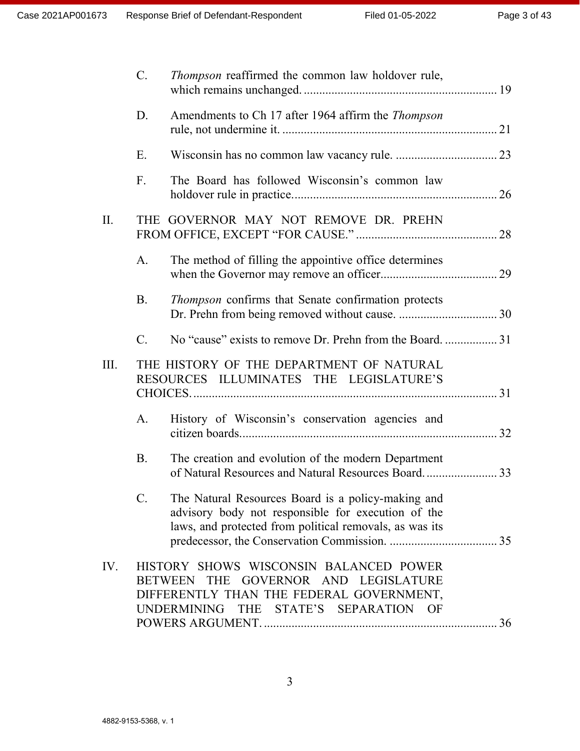C. *Thompson* reaffirmed the common law holdover rule, which remains unchanged. ............................................................... 19

D. Amendments to Ch 17 after 1964 affirm the *Thompson* rule, not undermine it. ...................................................................... 21

E. Wisconsin has no common law vacancy rule. ................................. 23

F. The Board has followed Wisconsin's common law holdover rule in practice. .................................................................. 26

II. THE GOVERNOR MAY NOT REMOVE DR. PREHN FROM OFFICE, EXCEPT "FOR CAUSE." .............................................. 28

A. The method of filling the appointive office determines when the Governor may remove an officer...................................... 29

B. *Thompson* confirms that Senate confirmation protects Dr. Prehn from being removed without cause. ................................ 30

C. No "cause" exists to remove Dr. Prehn from the Board. ................. 31

III. THE HISTORY OF THE DEPARTMENT OF NATURAL RESOURCES ILLUMINATES THE LEGISLATURE'S CHOICES. .................................................................................. 31

A. History of Wisconsin's conservation agencies and citizen boards. ................................................................................... 32

B. The creation and evolution of the modern Department of Natural Resources and Natural Resources Board. ....................... 33

C. The Natural Resources Board is a policy-making and advisory body not responsible for execution of the laws, and protected from political removals, as was its predecessor, the Conservation Commission. ................................... 35

IV. HISTORY SHOWS WISCONSIN BALANCED POWER BETWEEN THE GOVERNOR AND LEGISLATURE DIFFERENTLY THAN THE FEDERAL GOVERNMENT, UNDERMINING THE STATE'S SEPARATION OF POWERS ARGUMENT. ............................................................................ 36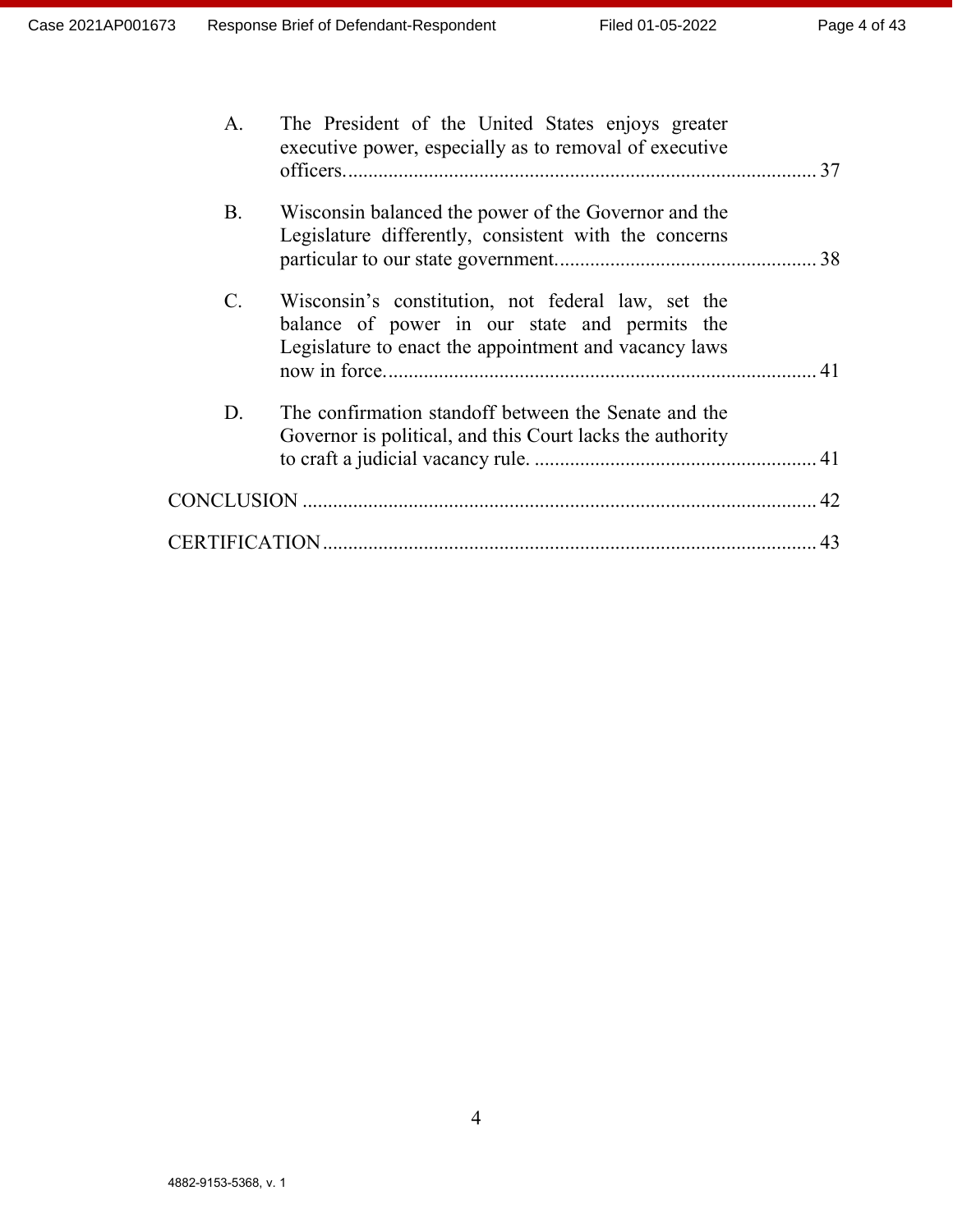A. The President of the United States enjoys greater executive power, especially as to removal of executive officers. ........ 37

B. Wisconsin balanced the power of the Governor and the Legislature differently, consistent with the concerns particular to our state government. ........ 38

C. Wisconsin's constitution, not federal law, set the balance of power in our state and permits the Legislature to enact the appointment and vacancy laws now in force. ........ 41

D. The confirmation standoff between the Senate and the Governor is political, and this Court lacks the authority to craft a judicial vacancy rule. ........ 41

CONCLUSION ........ 42

CERTIFICATION ........ 43

4882-9153-5368, v. 1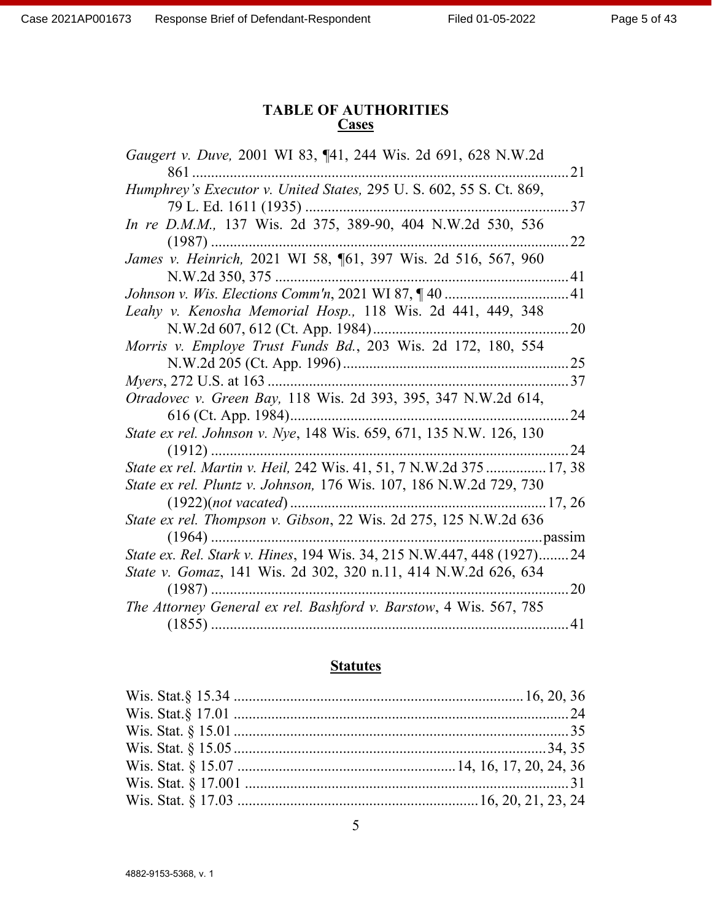# TABLE OF AUTHORITIES

## Cases

*Gaugert v. Duve,* 2001 WI 83, ¶41, 244 Wis. 2d 691, 628 N.W.2d 861 .................................................................................................... 21

*Humphrey's Executor v. United States,* 295 U. S. 602, 55 S. Ct. 869, 79 L. Ed. 1611 (1935) ...................................................................... 37

*In re D.M.M.,* 137 Wis. 2d 375, 389-90, 404 N.W.2d 530, 536 (1987) ............................................................................................... 22

*James v. Heinrich,* 2021 WI 58, ¶61, 397 Wis. 2d 516, 567, 960 N.W.2d 350, 375 .............................................................................. 41

*Johnson v. Wis. Elections Comm'n*, 2021 WI 87, ¶ 40 ................................. 41

*Leahy v. Kenosha Memorial Hosp.,* 118 Wis. 2d 441, 449, 348 N.W.2d 607, 612 (Ct. App. 1984) .................................................... 20

*Morris v. Employe Trust Funds Bd.*, 203 Wis. 2d 172, 180, 554 N.W.2d 205 (Ct. App. 1996) ............................................................ 25

*Myers*, 272 U.S. at 163 ................................................................................ 37

*Otradovec v. Green Bay,* 118 Wis. 2d 393, 395, 347 N.W.2d 614, 616 (Ct. App. 1984) .......................................................................... 24

*State ex rel. Johnson v. Nye*, 148 Wis. 659, 671, 135 N.W. 126, 130 (1912) ............................................................................................... 24

*State ex rel. Martin v. Heil,* 242 Wis. 41, 51, 7 N.W.2d 375 ................ 17, 38

*State ex rel. Pluntz v. Johnson,* 176 Wis. 107, 186 N.W.2d 729, 730 (1922)(*not vacated*) .................................................................... 17, 26

*State ex rel. Thompson v. Gibson*, 22 Wis. 2d 275, 125 N.W.2d 636 (1964) ........................................................................................ passim

*State ex. Rel. Stark v. Hines*, 194 Wis. 34, 215 N.W.447, 448 (1927)........ 24

*State v. Gomaz*, 141 Wis. 2d 302, 320 n.11, 414 N.W.2d 626, 634 (1987) ............................................................................................... 20

*The Attorney General ex rel. Bashford v. Barstow*, 4 Wis. 567, 785 (1855) ............................................................................................... 41

## Statutes

Wis. Stat.§ 15.34 ........................................................................... 16, 20, 36

Wis. Stat.§ 17.01 ......................................................................................... 24

Wis. Stat. § 15.01 ......................................................................................... 35

Wis. Stat. § 15.05 .................................................................................. 34, 35

Wis. Stat. § 15.07 ......................................................... 14, 16, 17, 20, 24, 36

Wis. Stat. § 17.001 ....................................................................................... 31

Wis. Stat. § 17.03 ............................................................... 16, 20, 21, 23, 24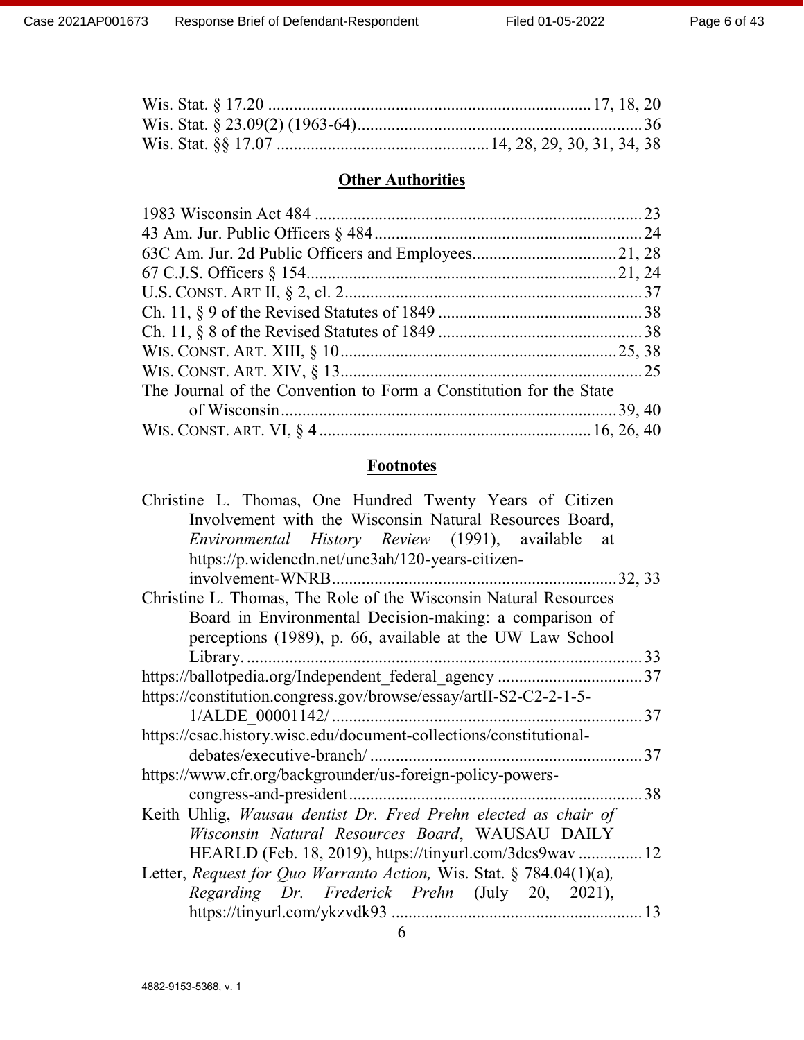Wis. Stat. § 17.20 .......................................................................... 17, 18, 20
Wis. Stat. § 23.09(2) (1963-64) .................................................................. 36
Wis. Stat. §§ 17.07 ................................................. 14, 28, 29, 30, 31, 34, 38

## **Other Authorities**

1983 Wisconsin Act 484 ............................................................................ 23
43 Am. Jur. Public Officers § 484 .............................................................. 24
63C Am. Jur. 2d Public Officers and Employees ................................. 21, 28
67 C.J.S. Officers § 154 ........................................................................ 21, 24
U.S. CONST. ART II, § 2, cl. 2 ..................................................................... 37
Ch. 11, § 9 of the Revised Statutes of 1849 ................................................ 38
Ch. 11, § 8 of the Revised Statutes of 1849 ................................................ 38
WIS. CONST. ART. XIII, § 10 ................................................................ 25, 38
WIS. CONST. ART. XIV, § 13 ...................................................................... 25
The Journal of the Convention to Form a Constitution for the State of Wisconsin ............................................................................... 39, 40
WIS. CONST. ART. VI, § 4 ............................................................... 16, 26, 40

## **Footnotes**

Christine L. Thomas, One Hundred Twenty Years of Citizen Involvement with the Wisconsin Natural Resources Board, *Environmental History Review* (1991), available at https://p.widencdn.net/unc3ah/120-years-citizen-involvement-WNRB ................................................................... 32, 33
Christine L. Thomas, The Role of the Wisconsin Natural Resources Board in Environmental Decision-making: a comparison of perceptions (1989), p. 66, available at the UW Law School Library. ............................................................................................ 33
https://ballotpedia.org/Independent_federal_agency .................................. 37
https://constitution.congress.gov/browse/essay/artII-S2-C2-2-1-5-1/ALDE_00001142/ ......................................................................... 37
https://csac.history.wisc.edu/document-collections/constitutional-debates/executive-branch/ ............................................................... 37
https://www.cfr.org/backgrounder/us-foreign-policy-powers-congress-and-president ..................................................................... 38
Keith Uhlig, *Wausau dentist Dr. Fred Prehn elected as chair of Wisconsin Natural Resources Board*, WAUSAU DAILY HEARLD (Feb. 18, 2019), https://tinyurl.com/3dcs9wav ............... 12
Letter, *Request for Quo Warranto Action,* Wis. Stat. § 784.04(1)(a)*, Regarding Dr. Frederick Prehn* (July 20, 2021), https://tinyurl.com/ykzvdk93 ........................................................... 13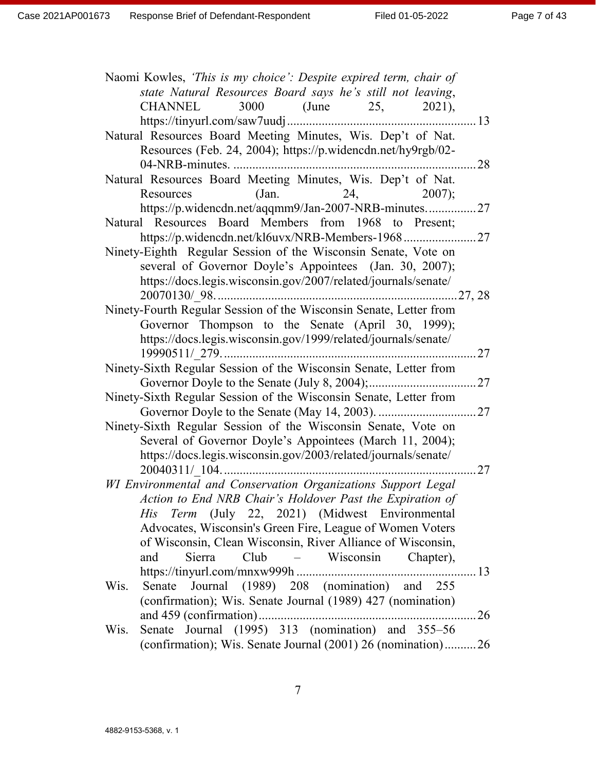Naomi Kowles, *'This is my choice': Despite expired term, chair of state Natural Resources Board says he's still not leaving*, CHANNEL 3000 (June 25, 2021), https://tinyurl.com/saw7uudj ............................................................ 13

Natural Resources Board Meeting Minutes, Wis. Dep't of Nat. Resources (Feb. 24, 2004); https://p.widencdn.net/hy9rgb/02-04-NRB-minutes. ............................................................ 28

Natural Resources Board Meeting Minutes, Wis. Dep't of Nat. Resources (Jan. 24, 2007); https://p.widencdn.net/aqqmm9/Jan-2007-NRB-minutes. ............... 27

Natural Resources Board Members from 1968 to Present; https://p.widencdn.net/kl6uvx/NRB-Members-1968 ....................... 27

Ninety-Eighth Regular Session of the Wisconsin Senate, Vote on several of Governor Doyle's Appointees (Jan. 30, 2007); https://docs.legis.wisconsin.gov/2007/related/journals/senate/20070130/_98. ............................................................ 27, 28

Ninety-Fourth Regular Session of the Wisconsin Senate, Letter from Governor Thompson to the Senate (April 30, 1999); https://docs.legis.wisconsin.gov/1999/related/journals/senate/19990511/_279. ............................................................ 27

Ninety-Sixth Regular Session of the Wisconsin Senate, Letter from Governor Doyle to the Senate (July 8, 2004); .................................. 27

Ninety-Sixth Regular Session of the Wisconsin Senate, Letter from Governor Doyle to the Senate (May 14, 2003). ............................... 27

Ninety-Sixth Regular Session of the Wisconsin Senate, Vote on Several of Governor Doyle's Appointees (March 11, 2004); https://docs.legis.wisconsin.gov/2003/related/journals/senate/20040311/_104. ............................................................ 27

*WI Environmental and Conservation Organizations Support Legal Action to End NRB Chair's Holdover Past the Expiration of His Term* (July 22, 2021) (Midwest Environmental Advocates, Wisconsin's Green Fire, League of Women Voters of Wisconsin, Clean Wisconsin, River Alliance of Wisconsin, and Sierra Club – Wisconsin Chapter), https://tinyurl.com/mnxw999h ......................................................... 13

Wis. Senate Journal (1989) 208 (nomination) and 255 (confirmation); Wis. Senate Journal (1989) 427 (nomination) and 459 (confirmation) ..................................................................... 26

Wis. Senate Journal (1995) 313 (nomination) and 355–56 (confirmation); Wis. Senate Journal (2001) 26 (nomination) .......... 26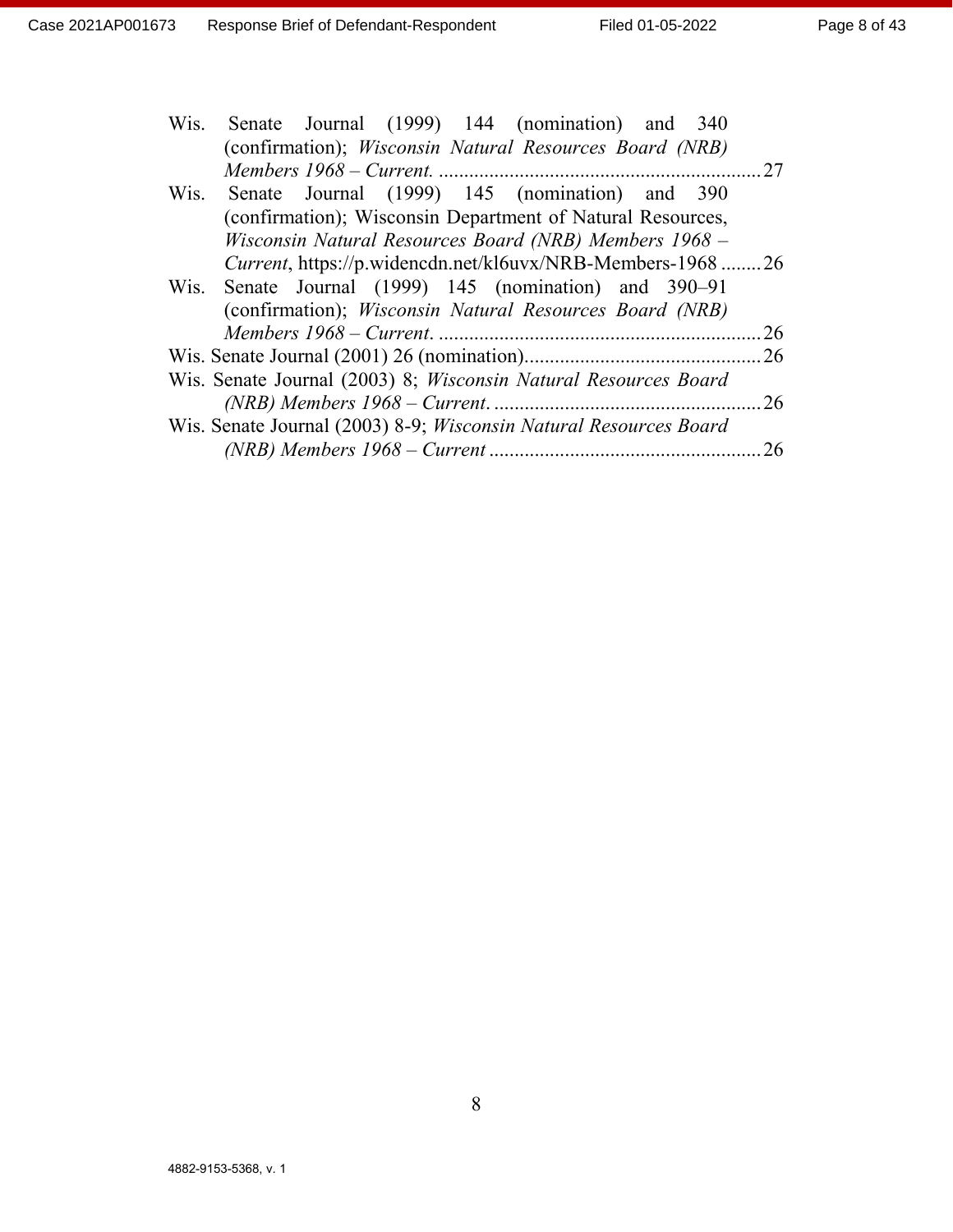Wis. Senate Journal (1999) 144 (nomination) and 340 (confirmation); *Wisconsin Natural Resources Board (NRB) Members 1968 – Current.* ................................................................ 27

Wis. Senate Journal (1999) 145 (nomination) and 390 (confirmation); Wisconsin Department of Natural Resources, *Wisconsin Natural Resources Board (NRB) Members 1968 – Current*, https://p.widencdn.net/kl6uvx/NRB-Members-1968 ........ 26

Wis. Senate Journal (1999) 145 (nomination) and 390–91 (confirmation); *Wisconsin Natural Resources Board (NRB) Members 1968 – Current*. ................................................................ 26

Wis. Senate Journal (2001) 26 (nomination)............................................... 26

Wis. Senate Journal (2003) 8; *Wisconsin Natural Resources Board (NRB) Members 1968 – Current*. ..................................................... 26

Wis. Senate Journal (2003) 8-9; *Wisconsin Natural Resources Board (NRB) Members 1968 – Current* ...................................................... 26

4882-9153-5368, v. 1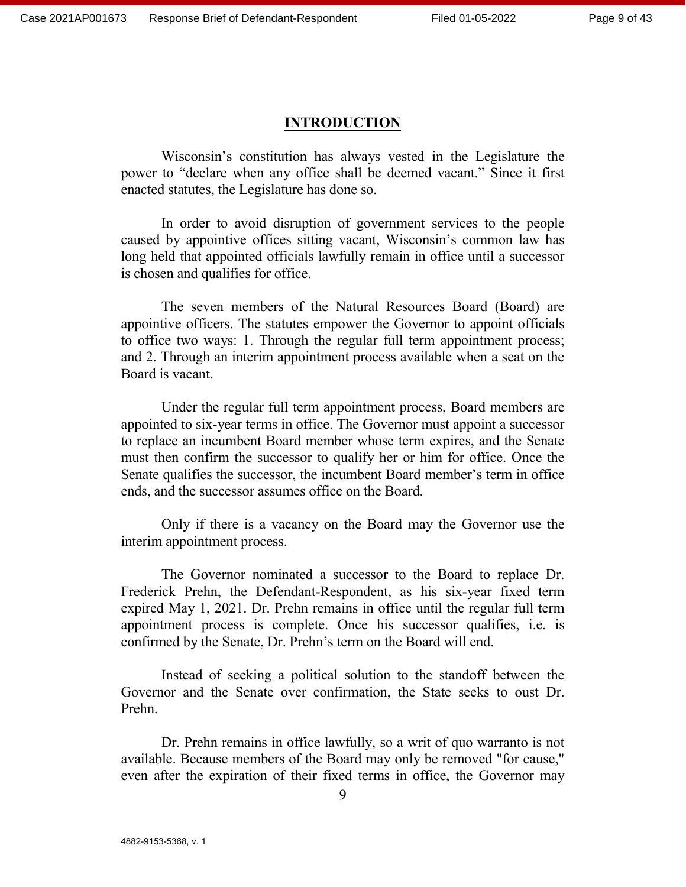## INTRODUCTION

Wisconsin's constitution has always vested in the Legislature the power to "declare when any office shall be deemed vacant." Since it first enacted statutes, the Legislature has done so.

In order to avoid disruption of government services to the people caused by appointive offices sitting vacant, Wisconsin's common law has long held that appointed officials lawfully remain in office until a successor is chosen and qualifies for office.

The seven members of the Natural Resources Board (Board) are appointive officers. The statutes empower the Governor to appoint officials to office two ways: 1. Through the regular full term appointment process; and 2. Through an interim appointment process available when a seat on the Board is vacant.

Under the regular full term appointment process, Board members are appointed to six-year terms in office. The Governor must appoint a successor to replace an incumbent Board member whose term expires, and the Senate must then confirm the successor to qualify her or him for office. Once the Senate qualifies the successor, the incumbent Board member's term in office ends, and the successor assumes office on the Board.

Only if there is a vacancy on the Board may the Governor use the interim appointment process.

The Governor nominated a successor to the Board to replace Dr. Frederick Prehn, the Defendant-Respondent, as his six-year fixed term expired May 1, 2021. Dr. Prehn remains in office until the regular full term appointment process is complete. Once his successor qualifies, i.e. is confirmed by the Senate, Dr. Prehn's term on the Board will end.

Instead of seeking a political solution to the standoff between the Governor and the Senate over confirmation, the State seeks to oust Dr. Prehn.

Dr. Prehn remains in office lawfully, so a writ of quo warranto is not available. Because members of the Board may only be removed "for cause," even after the expiration of their fixed terms in office, the Governor may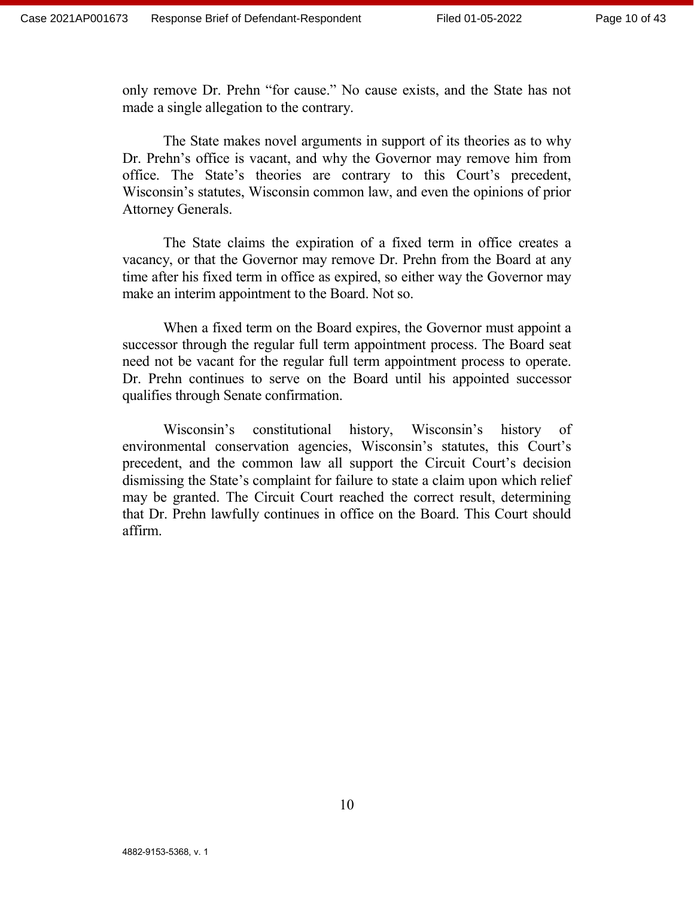only remove Dr. Prehn "for cause." No cause exists, and the State has not made a single allegation to the contrary.

The State makes novel arguments in support of its theories as to why Dr. Prehn's office is vacant, and why the Governor may remove him from office. The State's theories are contrary to this Court's precedent, Wisconsin's statutes, Wisconsin common law, and even the opinions of prior Attorney Generals.

The State claims the expiration of a fixed term in office creates a vacancy, or that the Governor may remove Dr. Prehn from the Board at any time after his fixed term in office as expired, so either way the Governor may make an interim appointment to the Board. Not so.

When a fixed term on the Board expires, the Governor must appoint a successor through the regular full term appointment process. The Board seat need not be vacant for the regular full term appointment process to operate. Dr. Prehn continues to serve on the Board until his appointed successor qualifies through Senate confirmation.

Wisconsin's constitutional history, Wisconsin's history of environmental conservation agencies, Wisconsin's statutes, this Court's precedent, and the common law all support the Circuit Court's decision dismissing the State's complaint for failure to state a claim upon which relief may be granted. The Circuit Court reached the correct result, determining that Dr. Prehn lawfully continues in office on the Board. This Court should affirm.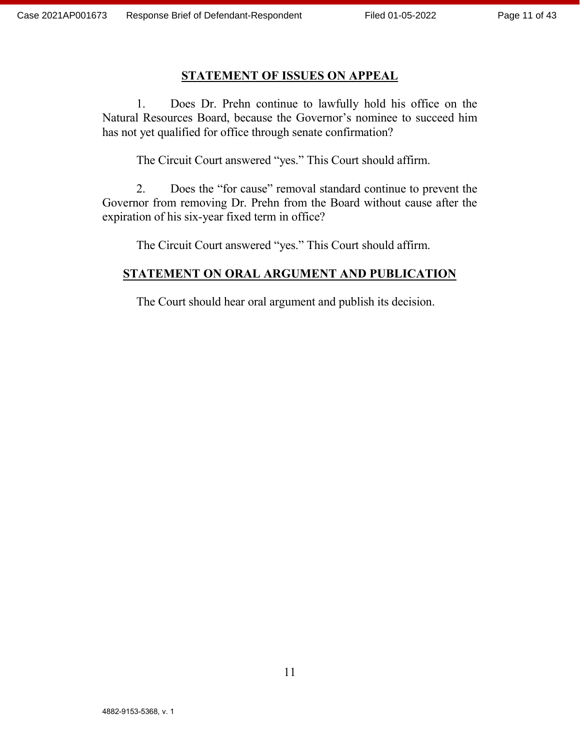## STATEMENT OF ISSUES ON APPEAL

1. Does Dr. Prehn continue to lawfully hold his office on the Natural Resources Board, because the Governor's nominee to succeed him has not yet qualified for office through senate confirmation?

The Circuit Court answered "yes." This Court should affirm.

2. Does the "for cause" removal standard continue to prevent the Governor from removing Dr. Prehn from the Board without cause after the expiration of his six-year fixed term in office?

The Circuit Court answered "yes." This Court should affirm.

## STATEMENT ON ORAL ARGUMENT AND PUBLICATION

The Court should hear oral argument and publish its decision.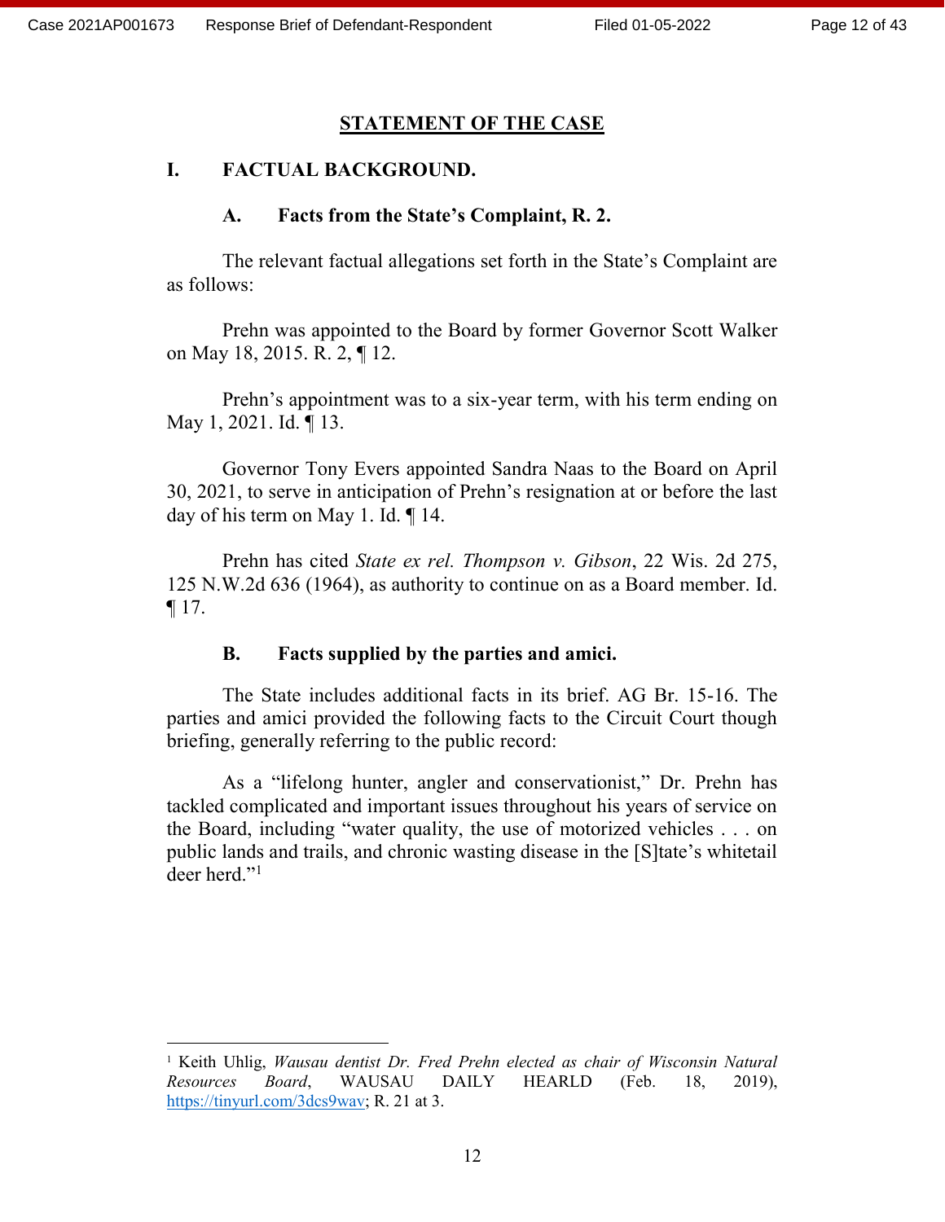## STATEMENT OF THE CASE

### I. FACTUAL BACKGROUND.

#### A. Facts from the State's Complaint, R. 2.

The relevant factual allegations set forth in the State's Complaint are as follows:

Prehn was appointed to the Board by former Governor Scott Walker on May 18, 2015. R. 2, ¶ 12.

Prehn's appointment was to a six-year term, with his term ending on May 1, 2021. Id. ¶ 13.

Governor Tony Evers appointed Sandra Naas to the Board on April 30, 2021, to serve in anticipation of Prehn's resignation at or before the last day of his term on May 1. Id. ¶ 14.

Prehn has cited *State ex rel. Thompson v. Gibson*, 22 Wis. 2d 275, 125 N.W.2d 636 (1964), as authority to continue on as a Board member. Id. ¶ 17.

#### B. Facts supplied by the parties and amici.

The State includes additional facts in its brief. AG Br. 15-16. The parties and amici provided the following facts to the Circuit Court though briefing, generally referring to the public record:

As a "lifelong hunter, angler and conservationist," Dr. Prehn has tackled complicated and important issues throughout his years of service on the Board, including "water quality, the use of motorized vehicles . . . on public lands and trails, and chronic wasting disease in the [S]tate's whitetail deer herd."[1]

---

[1] Keith Uhlig, *Wausau dentist Dr. Fred Prehn elected as chair of Wisconsin Natural Resources Board*, WAUSAU DAILY HEARLD (Feb. 18, 2019), https://tinyurl.com/3dcs9wav; R. 21 at 3.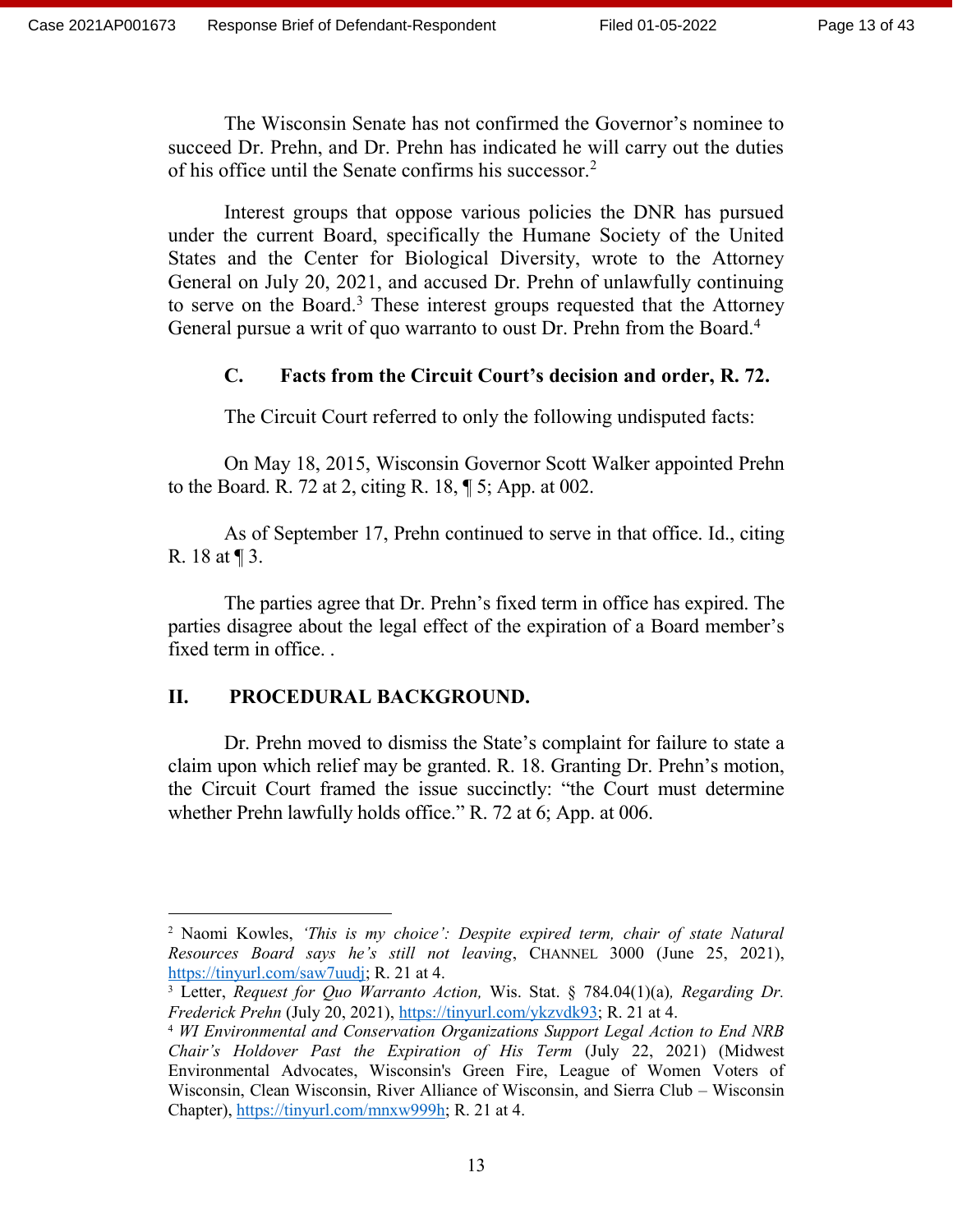The Wisconsin Senate has not confirmed the Governor's nominee to succeed Dr. Prehn, and Dr. Prehn has indicated he will carry out the duties of his office until the Senate confirms his successor.[2]

Interest groups that oppose various policies the DNR has pursued under the current Board, specifically the Humane Society of the United States and the Center for Biological Diversity, wrote to the Attorney General on July 20, 2021, and accused Dr. Prehn of unlawfully continuing to serve on the Board.[3] These interest groups requested that the Attorney General pursue a writ of quo warranto to oust Dr. Prehn from the Board.[4]

### C. Facts from the Circuit Court's decision and order, R. 72.

The Circuit Court referred to only the following undisputed facts:

On May 18, 2015, Wisconsin Governor Scott Walker appointed Prehn to the Board. R. 72 at 2, citing R. 18, ¶ 5; App. at 002.

As of September 17, Prehn continued to serve in that office. Id., citing R. 18 at ¶ 3.

The parties agree that Dr. Prehn's fixed term in office has expired. The parties disagree about the legal effect of the expiration of a Board member's fixed term in office. .

## II. PROCEDURAL BACKGROUND.

Dr. Prehn moved to dismiss the State's complaint for failure to state a claim upon which relief may be granted. R. 18. Granting Dr. Prehn's motion, the Circuit Court framed the issue succinctly: "the Court must determine whether Prehn lawfully holds office." R. 72 at 6; App. at 006.

---

[2] Naomi Kowles, *'This is my choice': Despite expired term, chair of state Natural Resources Board says he's still not leaving*, CHANNEL 3000 (June 25, 2021), https://tinyurl.com/saw7uudj; R. 21 at 4.

[3] Letter, *Request for Quo Warranto Action,* Wis. Stat. § 784.04(1)(a)*, Regarding Dr. Frederick Prehn* (July 20, 2021), https://tinyurl.com/ykzvdk93; R. 21 at 4.

[4] *WI Environmental and Conservation Organizations Support Legal Action to End NRB Chair's Holdover Past the Expiration of His Term* (July 22, 2021) (Midwest Environmental Advocates, Wisconsin's Green Fire, League of Women Voters of Wisconsin, Clean Wisconsin, River Alliance of Wisconsin, and Sierra Club – Wisconsin Chapter), https://tinyurl.com/mnxw999h; R. 21 at 4.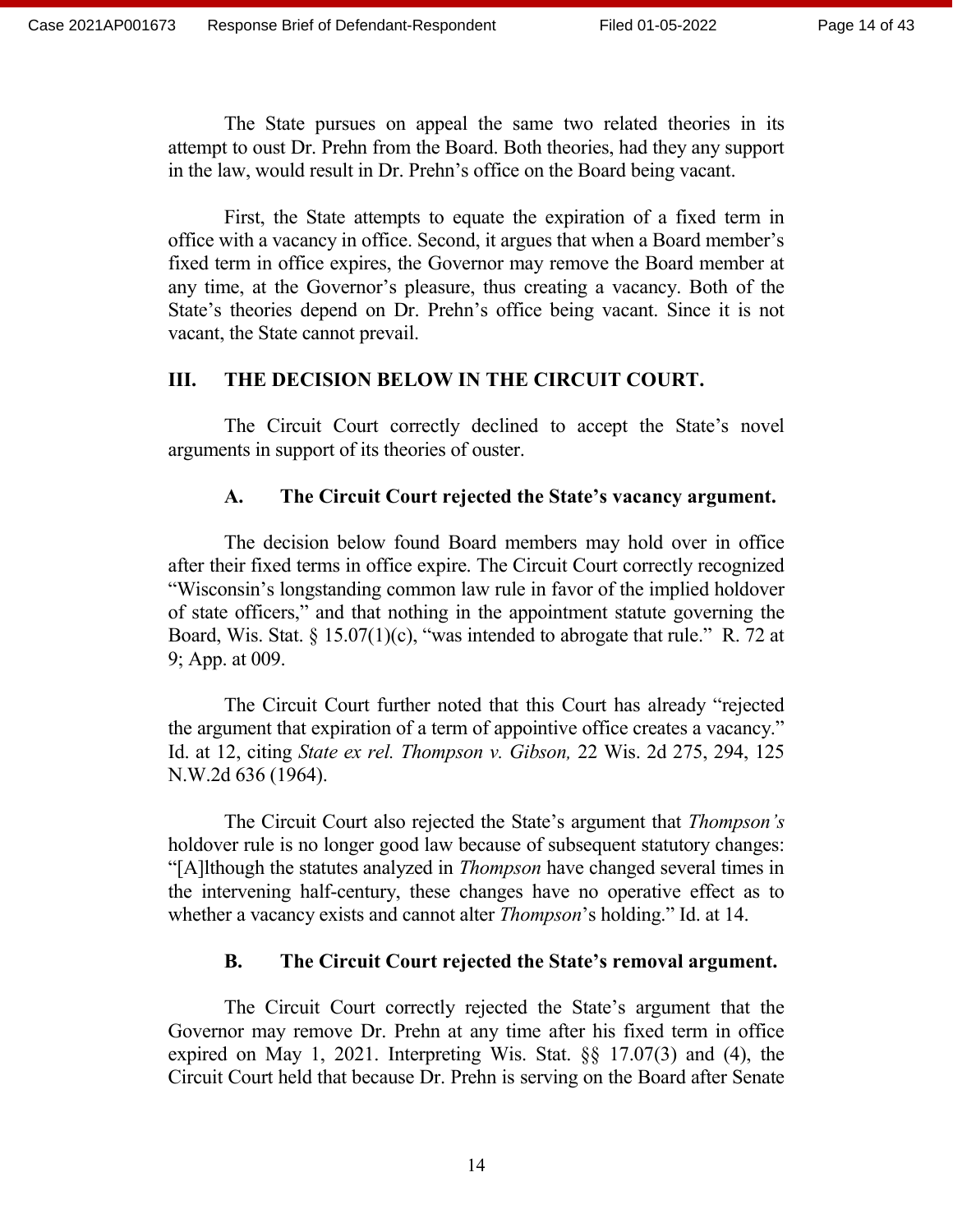The State pursues on appeal the same two related theories in its attempt to oust Dr. Prehn from the Board. Both theories, had they any support in the law, would result in Dr. Prehn's office on the Board being vacant.

First, the State attempts to equate the expiration of a fixed term in office with a vacancy in office. Second, it argues that when a Board member's fixed term in office expires, the Governor may remove the Board member at any time, at the Governor's pleasure, thus creating a vacancy. Both of the State's theories depend on Dr. Prehn's office being vacant. Since it is not vacant, the State cannot prevail.

## III. THE DECISION BELOW IN THE CIRCUIT COURT.

The Circuit Court correctly declined to accept the State's novel arguments in support of its theories of ouster.

### A. The Circuit Court rejected the State's vacancy argument.

The decision below found Board members may hold over in office after their fixed terms in office expire. The Circuit Court correctly recognized "Wisconsin's longstanding common law rule in favor of the implied holdover of state officers," and that nothing in the appointment statute governing the Board, Wis. Stat. § 15.07(1)(c), "was intended to abrogate that rule." R. 72 at 9; App. at 009.

The Circuit Court further noted that this Court has already "rejected the argument that expiration of a term of appointive office creates a vacancy." Id. at 12, citing *State ex rel. Thompson v. Gibson,* 22 Wis. 2d 275, 294, 125 N.W.2d 636 (1964).

The Circuit Court also rejected the State's argument that *Thompson's* holdover rule is no longer good law because of subsequent statutory changes: "[A]lthough the statutes analyzed in *Thompson* have changed several times in the intervening half-century, these changes have no operative effect as to whether a vacancy exists and cannot alter *Thompson*'s holding." Id. at 14.

### B. The Circuit Court rejected the State's removal argument.

The Circuit Court correctly rejected the State's argument that the Governor may remove Dr. Prehn at any time after his fixed term in office expired on May 1, 2021. Interpreting Wis. Stat. §§ 17.07(3) and (4), the Circuit Court held that because Dr. Prehn is serving on the Board after Senate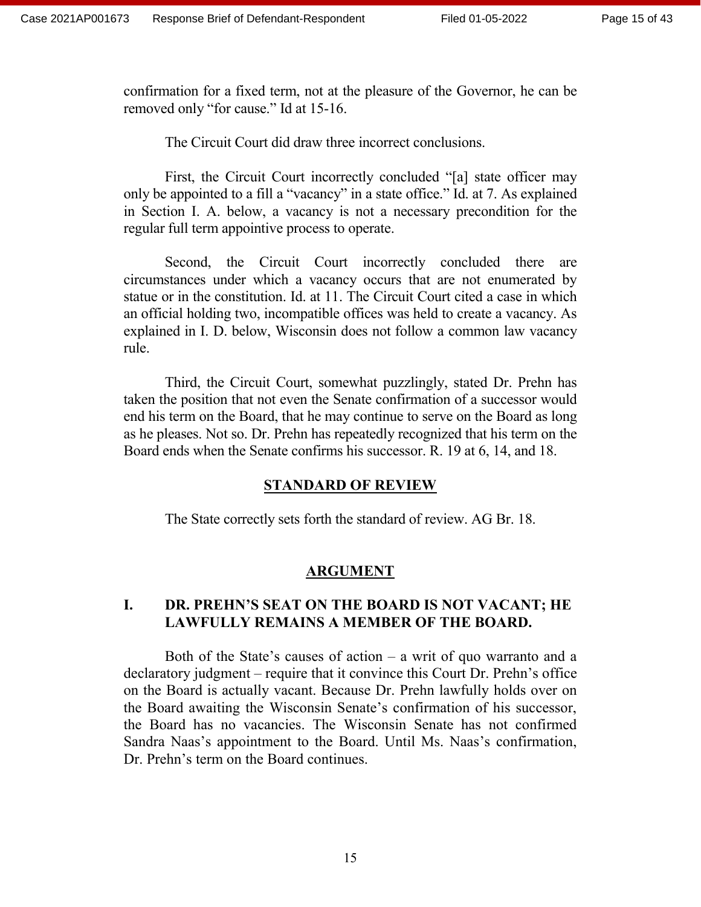confirmation for a fixed term, not at the pleasure of the Governor, he can be removed only "for cause." Id at 15-16.

The Circuit Court did draw three incorrect conclusions.

First, the Circuit Court incorrectly concluded "[a] state officer may only be appointed to a fill a "vacancy" in a state office." Id. at 7. As explained in Section I. A. below, a vacancy is not a necessary precondition for the regular full term appointive process to operate.

Second, the Circuit Court incorrectly concluded there are circumstances under which a vacancy occurs that are not enumerated by statue or in the constitution. Id. at 11. The Circuit Court cited a case in which an official holding two, incompatible offices was held to create a vacancy. As explained in I. D. below, Wisconsin does not follow a common law vacancy rule.

Third, the Circuit Court, somewhat puzzlingly, stated Dr. Prehn has taken the position that not even the Senate confirmation of a successor would end his term on the Board, that he may continue to serve on the Board as long as he pleases. Not so. Dr. Prehn has repeatedly recognized that his term on the Board ends when the Senate confirms his successor. R. 19 at 6, 14, and 18.

## STANDARD OF REVIEW

The State correctly sets forth the standard of review. AG Br. 18.

## ARGUMENT

### I. DR. PREHN'S SEAT ON THE BOARD IS NOT VACANT; HE LAWFULLY REMAINS A MEMBER OF THE BOARD.

Both of the State's causes of action – a writ of quo warranto and a declaratory judgment – require that it convince this Court Dr. Prehn's office on the Board is actually vacant. Because Dr. Prehn lawfully holds over on the Board awaiting the Wisconsin Senate's confirmation of his successor, the Board has no vacancies. The Wisconsin Senate has not confirmed Sandra Naas's appointment to the Board. Until Ms. Naas's confirmation, Dr. Prehn's term on the Board continues.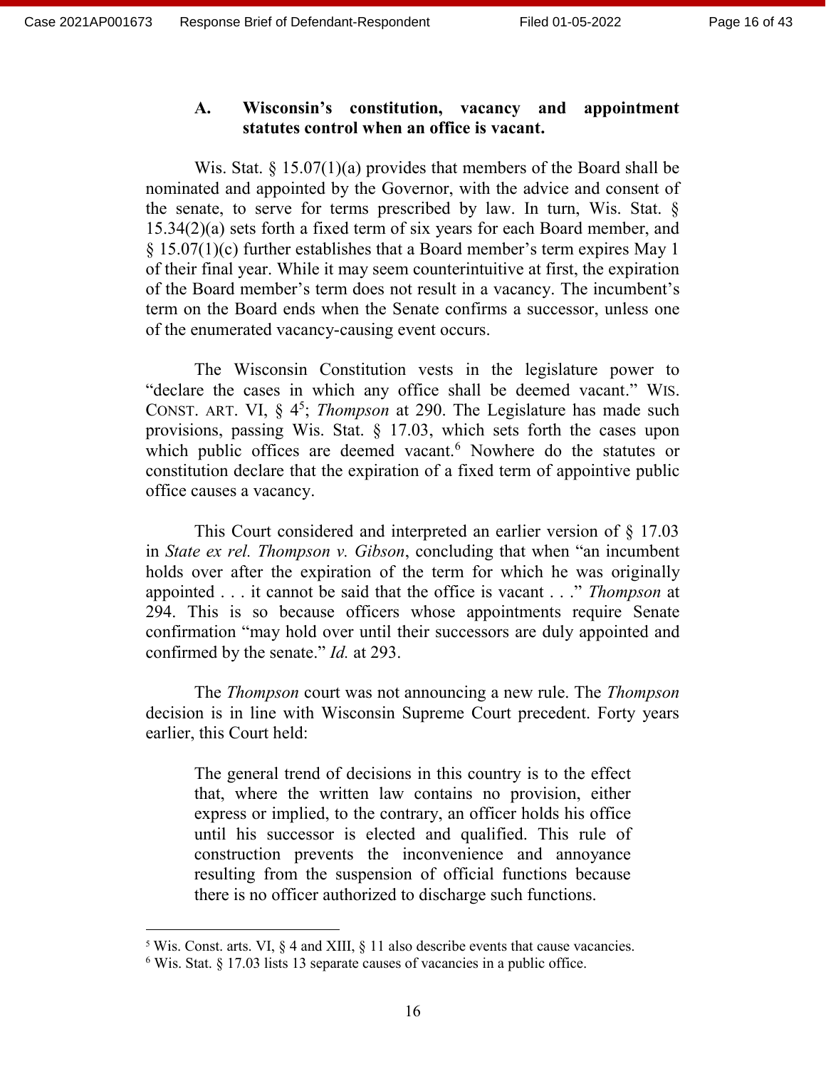### A. Wisconsin's constitution, vacancy and appointment statutes control when an office is vacant.

Wis. Stat. § 15.07(1)(a) provides that members of the Board shall be nominated and appointed by the Governor, with the advice and consent of the senate, to serve for terms prescribed by law. In turn, Wis. Stat. § 15.34(2)(a) sets forth a fixed term of six years for each Board member, and § 15.07(1)(c) further establishes that a Board member's term expires May 1 of their final year. While it may seem counterintuitive at first, the expiration of the Board member's term does not result in a vacancy. The incumbent's term on the Board ends when the Senate confirms a successor, unless one of the enumerated vacancy-causing event occurs.

The Wisconsin Constitution vests in the legislature power to "declare the cases in which any office shall be deemed vacant." WIS. CONST. ART. VI, § 4[5]; *Thompson* at 290. The Legislature has made such provisions, passing Wis. Stat. § 17.03, which sets forth the cases upon which public offices are deemed vacant.[6] Nowhere do the statutes or constitution declare that the expiration of a fixed term of appointive public office causes a vacancy.

This Court considered and interpreted an earlier version of § 17.03 in *State ex rel. Thompson v. Gibson*, concluding that when "an incumbent holds over after the expiration of the term for which he was originally appointed . . . it cannot be said that the office is vacant . . ." *Thompson* at 294. This is so because officers whose appointments require Senate confirmation "may hold over until their successors are duly appointed and confirmed by the senate." *Id.* at 293.

The *Thompson* court was not announcing a new rule. The *Thompson* decision is in line with Wisconsin Supreme Court precedent. Forty years earlier, this Court held:

> The general trend of decisions in this country is to the effect that, where the written law contains no provision, either express or implied, to the contrary, an officer holds his office until his successor is elected and qualified. This rule of construction prevents the inconvenience and annoyance resulting from the suspension of official functions because there is no officer authorized to discharge such functions.

---

[5] Wis. Const. arts. VI, § 4 and XIII, § 11 also describe events that cause vacancies.

[6] Wis. Stat. § 17.03 lists 13 separate causes of vacancies in a public office.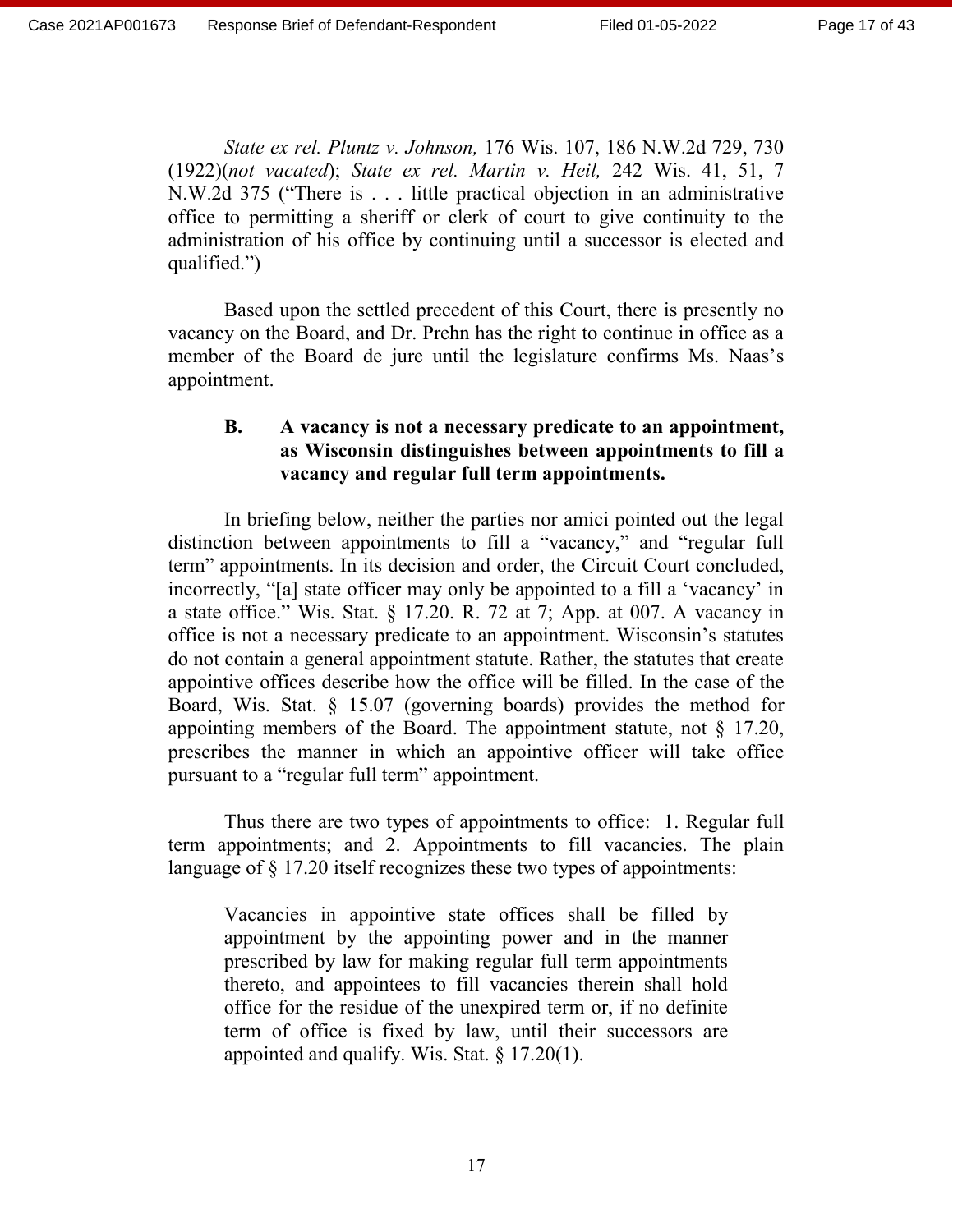*State ex rel. Pluntz v. Johnson,* 176 Wis. 107, 186 N.W.2d 729, 730 (1922)(*not vacated*); *State ex rel. Martin v. Heil,* 242 Wis. 41, 51, 7 N.W.2d 375 ("There is . . . little practical objection in an administrative office to permitting a sheriff or clerk of court to give continuity to the administration of his office by continuing until a successor is elected and qualified.")

Based upon the settled precedent of this Court, there is presently no vacancy on the Board, and Dr. Prehn has the right to continue in office as a member of the Board de jure until the legislature confirms Ms. Naas's appointment.

### B. A vacancy is not a necessary predicate to an appointment, as Wisconsin distinguishes between appointments to fill a vacancy and regular full term appointments.

In briefing below, neither the parties nor amici pointed out the legal distinction between appointments to fill a "vacancy," and "regular full term" appointments. In its decision and order, the Circuit Court concluded, incorrectly, "[a] state officer may only be appointed to a fill a 'vacancy' in a state office." Wis. Stat. § 17.20. R. 72 at 7; App. at 007. A vacancy in office is not a necessary predicate to an appointment. Wisconsin's statutes do not contain a general appointment statute. Rather, the statutes that create appointive offices describe how the office will be filled. In the case of the Board, Wis. Stat. § 15.07 (governing boards) provides the method for appointing members of the Board. The appointment statute, not § 17.20, prescribes the manner in which an appointive officer will take office pursuant to a "regular full term" appointment.

Thus there are two types of appointments to office: 1. Regular full term appointments; and 2. Appointments to fill vacancies. The plain language of § 17.20 itself recognizes these two types of appointments:

> Vacancies in appointive state offices shall be filled by appointment by the appointing power and in the manner prescribed by law for making regular full term appointments thereto, and appointees to fill vacancies therein shall hold office for the residue of the unexpired term or, if no definite term of office is fixed by law, until their successors are appointed and qualify. Wis. Stat. § 17.20(1).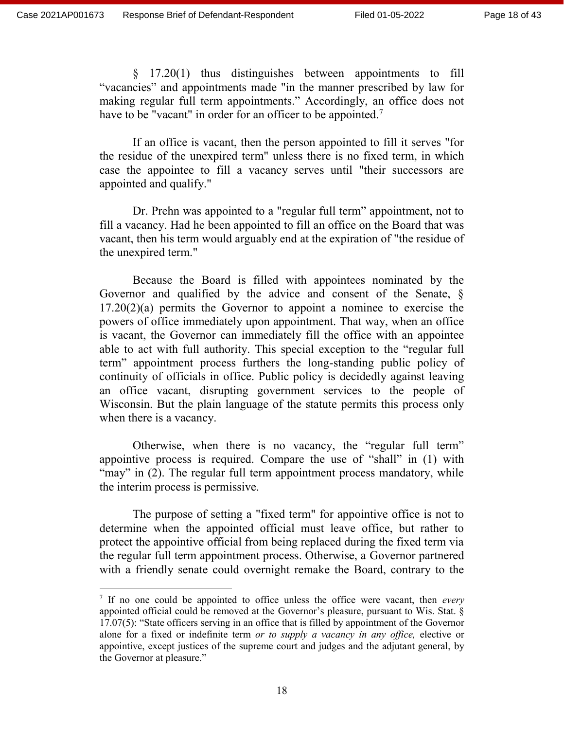§ 17.20(1) thus distinguishes between appointments to fill "vacancies" and appointments made "in the manner prescribed by law for making regular full term appointments." Accordingly, an office does not have to be "vacant" in order for an officer to be appointed.[7]

If an office is vacant, then the person appointed to fill it serves "for the residue of the unexpired term" unless there is no fixed term, in which case the appointee to fill a vacancy serves until "their successors are appointed and qualify."

Dr. Prehn was appointed to a "regular full term" appointment, not to fill a vacancy. Had he been appointed to fill an office on the Board that was vacant, then his term would arguably end at the expiration of "the residue of the unexpired term."

Because the Board is filled with appointees nominated by the Governor and qualified by the advice and consent of the Senate, § 17.20(2)(a) permits the Governor to appoint a nominee to exercise the powers of office immediately upon appointment. That way, when an office is vacant, the Governor can immediately fill the office with an appointee able to act with full authority. This special exception to the "regular full term" appointment process furthers the long-standing public policy of continuity of officials in office. Public policy is decidedly against leaving an office vacant, disrupting government services to the people of Wisconsin. But the plain language of the statute permits this process only when there is a vacancy.

Otherwise, when there is no vacancy, the "regular full term" appointive process is required. Compare the use of "shall" in (1) with "may" in (2). The regular full term appointment process mandatory, while the interim process is permissive.

The purpose of setting a "fixed term" for appointive office is not to determine when the appointed official must leave office, but rather to protect the appointive official from being replaced during the fixed term via the regular full term appointment process. Otherwise, a Governor partnered with a friendly senate could overnight remake the Board, contrary to the

---

[7] If no one could be appointed to office unless the office were vacant, then *every* appointed official could be removed at the Governor's pleasure, pursuant to Wis. Stat. § 17.07(5): "State officers serving in an office that is filled by appointment of the Governor alone for a fixed or indefinite term *or to supply a vacancy in any office,* elective or appointive, except justices of the supreme court and judges and the adjutant general, by the Governor at pleasure."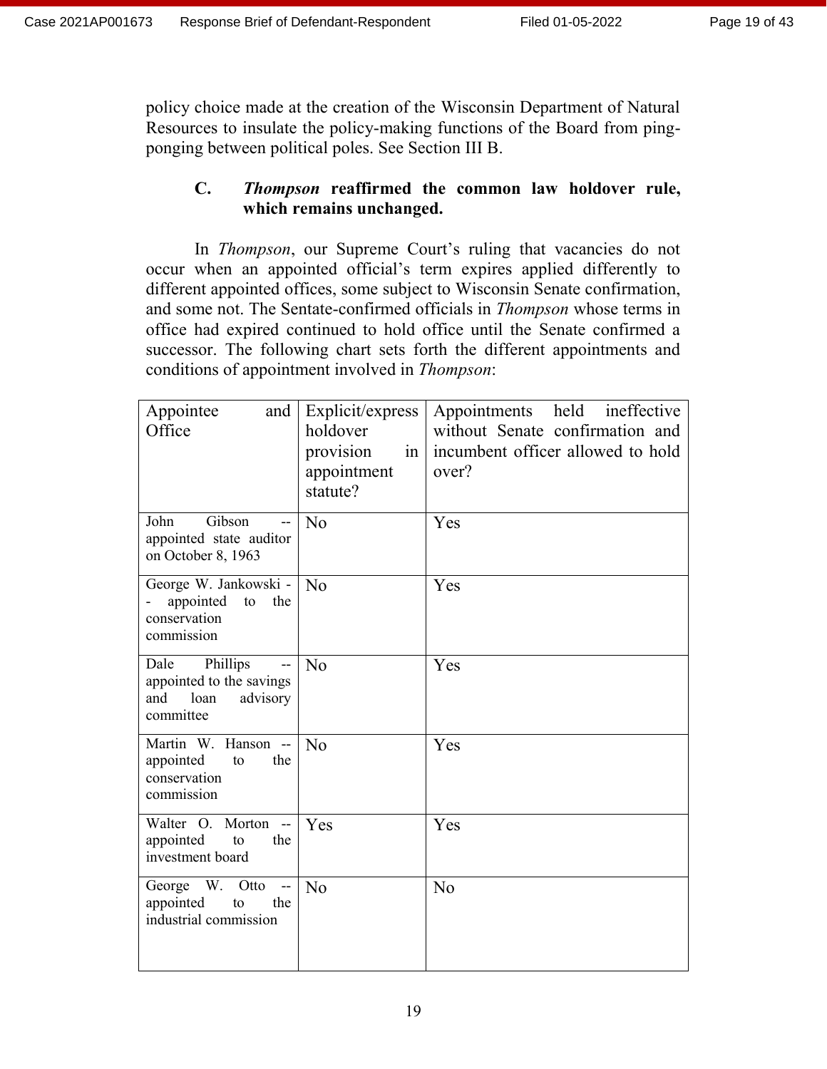policy choice made at the creation of the Wisconsin Department of Natural Resources to insulate the policy-making functions of the Board from ping-ponging between political poles. See Section III B.

### C. *Thompson* reaffirmed the common law holdover rule, which remains unchanged.

In *Thompson*, our Supreme Court's ruling that vacancies do not occur when an appointed official's term expires applied differently to different appointed offices, some subject to Wisconsin Senate confirmation, and some not. The Sentate-confirmed officials in *Thompson* whose terms in office had expired continued to hold office until the Senate confirmed a successor. The following chart sets forth the different appointments and conditions of appointment involved in *Thompson*:

| Appointee and Office | Explicit/express holdover provision in appointment statute? | Appointments held ineffective without Senate confirmation and incumbent officer allowed to hold over? |
|---|---|---|
| John Gibson -- appointed state auditor on October 8, 1963 | No | Yes |
| George W. Jankowski -- appointed to the conservation commission | No | Yes |
| Dale Phillips -- appointed to the savings and loan advisory committee | No | Yes |
| Martin W. Hanson -- appointed to the conservation commission | No | Yes |
| Walter O. Morton -- appointed to the investment board | Yes | Yes |
| George W. Otto -- appointed to the industrial commission | No | No |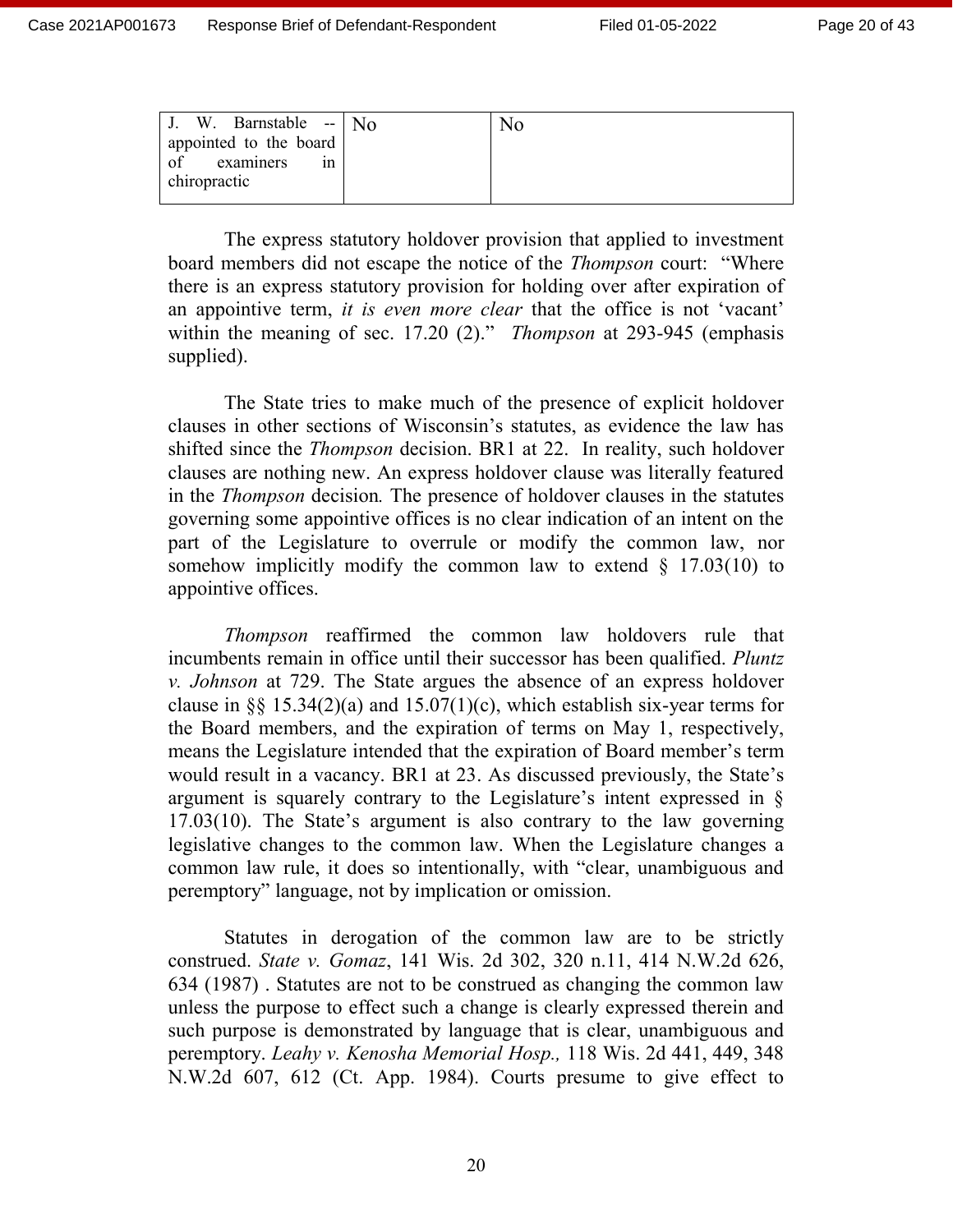| J. W. Barnstable -- appointed to the board of examiners in chiropractic | No | No |
|---|---|---|

The express statutory holdover provision that applied to investment board members did not escape the notice of the *Thompson* court: "Where there is an express statutory provision for holding over after expiration of an appointive term, *it is even more clear* that the office is not 'vacant' within the meaning of sec. 17.20 (2)." *Thompson* at 293-945 (emphasis supplied).

The State tries to make much of the presence of explicit holdover clauses in other sections of Wisconsin's statutes, as evidence the law has shifted since the *Thompson* decision. BR1 at 22. In reality, such holdover clauses are nothing new. An express holdover clause was literally featured in the *Thompson* decision*.* The presence of holdover clauses in the statutes governing some appointive offices is no clear indication of an intent on the part of the Legislature to overrule or modify the common law, nor somehow implicitly modify the common law to extend § 17.03(10) to appointive offices.

*Thompson* reaffirmed the common law holdovers rule that incumbents remain in office until their successor has been qualified. *Pluntz v. Johnson* at 729. The State argues the absence of an express holdover clause in §§ 15.34(2)(a) and 15.07(1)(c), which establish six-year terms for the Board members, and the expiration of terms on May 1, respectively, means the Legislature intended that the expiration of Board member's term would result in a vacancy. BR1 at 23. As discussed previously, the State's argument is squarely contrary to the Legislature's intent expressed in § 17.03(10). The State's argument is also contrary to the law governing legislative changes to the common law. When the Legislature changes a common law rule, it does so intentionally, with "clear, unambiguous and peremptory" language, not by implication or omission.

Statutes in derogation of the common law are to be strictly construed. *State v. Gomaz*, 141 Wis. 2d 302, 320 n.11, 414 N.W.2d 626, 634 (1987) . Statutes are not to be construed as changing the common law unless the purpose to effect such a change is clearly expressed therein and such purpose is demonstrated by language that is clear, unambiguous and peremptory. *Leahy v. Kenosha Memorial Hosp.,* 118 Wis. 2d 441, 449, 348 N.W.2d 607, 612 (Ct. App. 1984). Courts presume to give effect to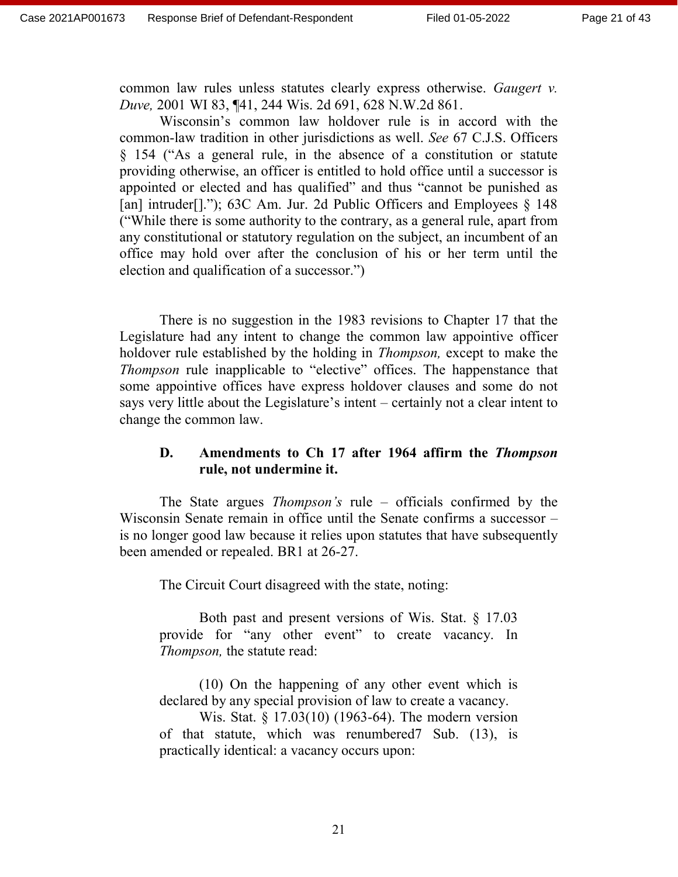common law rules unless statutes clearly express otherwise. *Gaugert v. Duve,* 2001 WI 83, ¶41, 244 Wis. 2d 691, 628 N.W.2d 861.

Wisconsin's common law holdover rule is in accord with the common-law tradition in other jurisdictions as well. *See* 67 C.J.S. Officers § 154 ("As a general rule, in the absence of a constitution or statute providing otherwise, an officer is entitled to hold office until a successor is appointed or elected and has qualified" and thus "cannot be punished as [an] intruder[]."); 63C Am. Jur. 2d Public Officers and Employees § 148 ("While there is some authority to the contrary, as a general rule, apart from any constitutional or statutory regulation on the subject, an incumbent of an office may hold over after the conclusion of his or her term until the election and qualification of a successor.")

There is no suggestion in the 1983 revisions to Chapter 17 that the Legislature had any intent to change the common law appointive officer holdover rule established by the holding in *Thompson,* except to make the *Thompson* rule inapplicable to "elective" offices. The happenstance that some appointive offices have express holdover clauses and some do not says very little about the Legislature's intent – certainly not a clear intent to change the common law.

### D. Amendments to Ch 17 after 1964 affirm the *Thompson* rule, not undermine it.

The State argues *Thompson's* rule – officials confirmed by the Wisconsin Senate remain in office until the Senate confirms a successor – is no longer good law because it relies upon statutes that have subsequently been amended or repealed. BR1 at 26-27.

The Circuit Court disagreed with the state, noting:

> Both past and present versions of Wis. Stat. § 17.03 provide for "any other event" to create vacancy. In *Thompson,* the statute read:
>
> (10) On the happening of any other event which is declared by any special provision of law to create a vacancy.
>
> Wis. Stat. § 17.03(10) (1963-64). The modern version of that statute, which was renumbered7 Sub. (13), is practically identical: a vacancy occurs upon: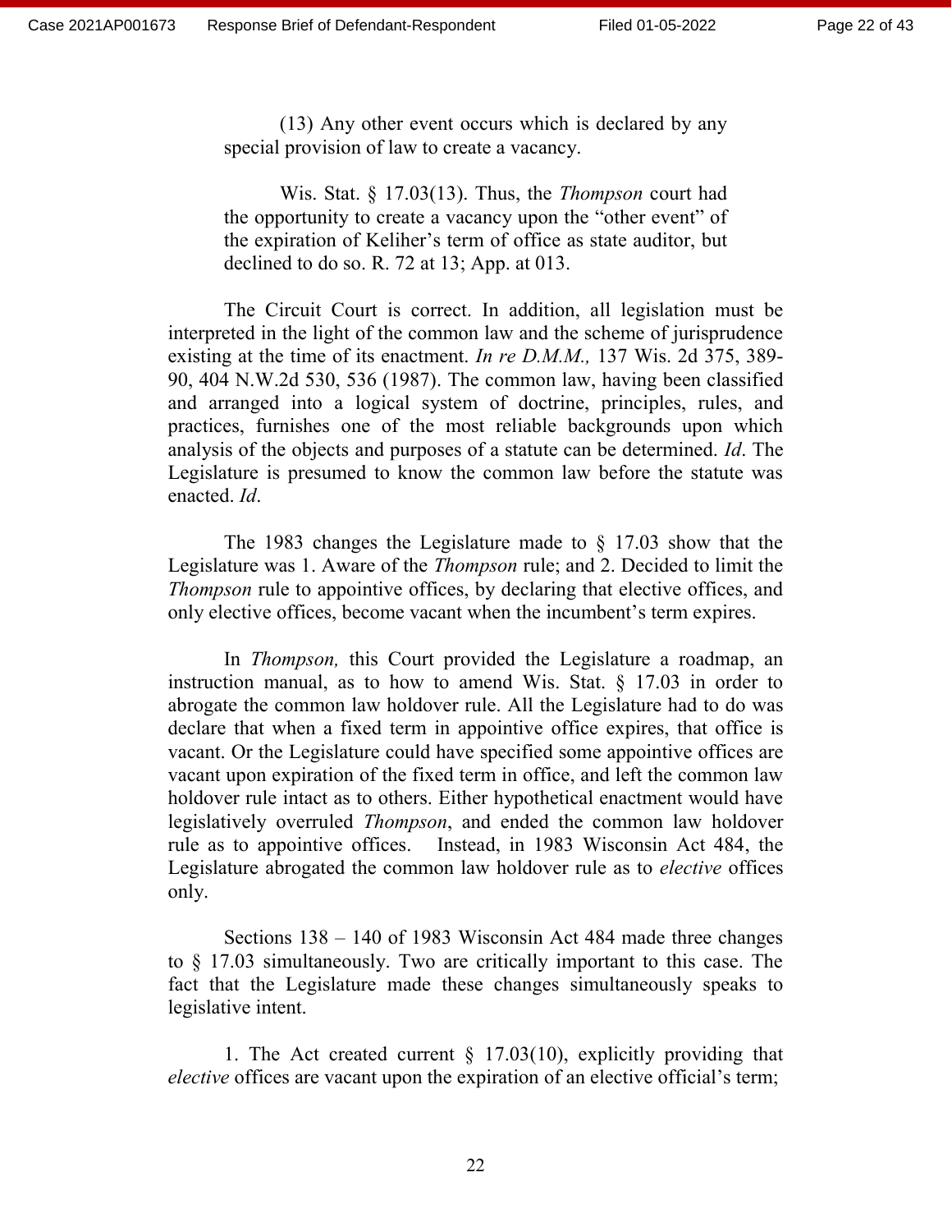> (13) Any other event occurs which is declared by any special provision of law to create a vacancy.
>
> Wis. Stat. § 17.03(13). Thus, the *Thompson* court had the opportunity to create a vacancy upon the "other event" of the expiration of Keliher's term of office as state auditor, but declined to do so. R. 72 at 13; App. at 013.

The Circuit Court is correct. In addition, all legislation must be interpreted in the light of the common law and the scheme of jurisprudence existing at the time of its enactment. *In re D.M.M.,* 137 Wis. 2d 375, 389-90, 404 N.W.2d 530, 536 (1987). The common law, having been classified and arranged into a logical system of doctrine, principles, rules, and practices, furnishes one of the most reliable backgrounds upon which analysis of the objects and purposes of a statute can be determined. *Id*. The Legislature is presumed to know the common law before the statute was enacted. *Id*.

The 1983 changes the Legislature made to § 17.03 show that the Legislature was 1. Aware of the *Thompson* rule; and 2. Decided to limit the *Thompson* rule to appointive offices, by declaring that elective offices, and only elective offices, become vacant when the incumbent's term expires.

In *Thompson,* this Court provided the Legislature a roadmap, an instruction manual, as to how to amend Wis. Stat. § 17.03 in order to abrogate the common law holdover rule. All the Legislature had to do was declare that when a fixed term in appointive office expires, that office is vacant. Or the Legislature could have specified some appointive offices are vacant upon expiration of the fixed term in office, and left the common law holdover rule intact as to others. Either hypothetical enactment would have legislatively overruled *Thompson*, and ended the common law holdover rule as to appointive offices. Instead, in 1983 Wisconsin Act 484, the Legislature abrogated the common law holdover rule as to *elective* offices only.

Sections 138 – 140 of 1983 Wisconsin Act 484 made three changes to § 17.03 simultaneously. Two are critically important to this case. The fact that the Legislature made these changes simultaneously speaks to legislative intent.

1. The Act created current § 17.03(10), explicitly providing that *elective* offices are vacant upon the expiration of an elective official's term;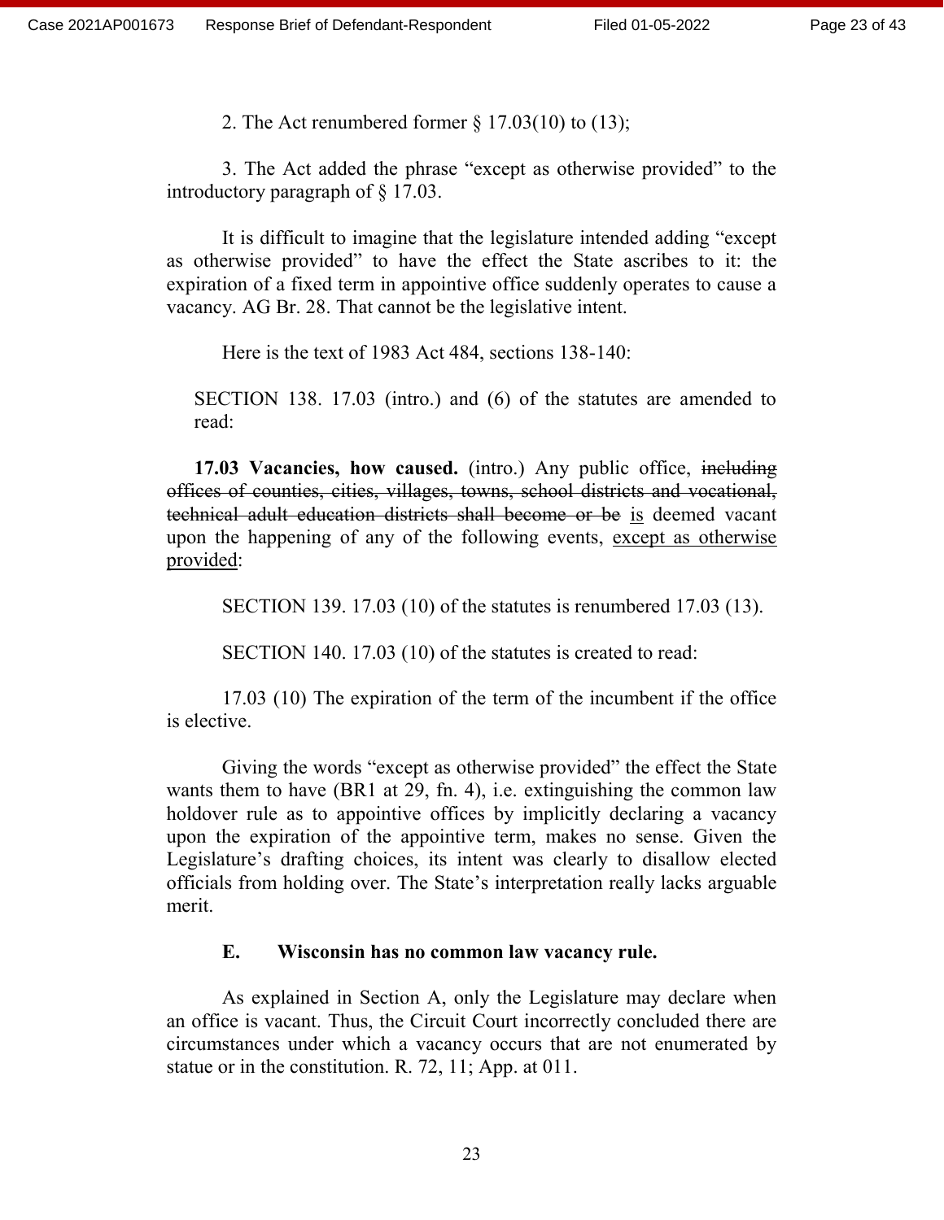2. The Act renumbered former § 17.03(10) to (13);

3. The Act added the phrase "except as otherwise provided" to the introductory paragraph of § 17.03.

It is difficult to imagine that the legislature intended adding "except as otherwise provided" to have the effect the State ascribes to it: the expiration of a fixed term in appointive office suddenly operates to cause a vacancy. AG Br. 28. That cannot be the legislative intent.

Here is the text of 1983 Act 484, sections 138-140:

> SECTION 138. 17.03 (intro.) and (6) of the statutes are amended to read:
>
> **17.03 Vacancies, how caused.** (intro.) Any public office, ~~including offices of counties, cities, villages, towns, school districts and vocational, technical adult education districts shall become or be~~ <u>is</u> deemed vacant upon the happening of any of the following events, <u>except as otherwise provided</u>:
>
> SECTION 139. 17.03 (10) of the statutes is renumbered 17.03 (13).
>
> SECTION 140. 17.03 (10) of the statutes is created to read:
>
> 17.03 (10) The expiration of the term of the incumbent if the office is elective.

Giving the words "except as otherwise provided" the effect the State wants them to have (BR1 at 29, fn. 4), i.e. extinguishing the common law holdover rule as to appointive offices by implicitly declaring a vacancy upon the expiration of the appointive term, makes no sense. Given the Legislature's drafting choices, its intent was clearly to disallow elected officials from holding over. The State's interpretation really lacks arguable merit.

### E. Wisconsin has no common law vacancy rule.

As explained in Section A, only the Legislature may declare when an office is vacant. Thus, the Circuit Court incorrectly concluded there are circumstances under which a vacancy occurs that are not enumerated by statue or in the constitution. R. 72, 11; App. at 011.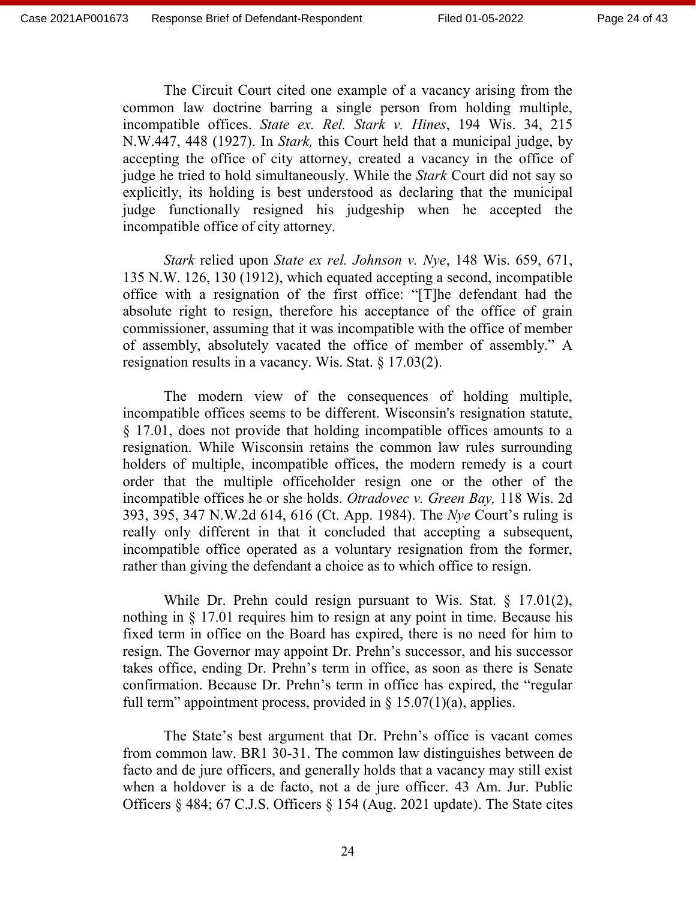The Circuit Court cited one example of a vacancy arising from the common law doctrine barring a single person from holding multiple, incompatible offices. *State ex. Rel. Stark v. Hines*, 194 Wis. 34, 215 N.W.447, 448 (1927). In *Stark,* this Court held that a municipal judge, by accepting the office of city attorney, created a vacancy in the office of judge he tried to hold simultaneously. While the *Stark* Court did not say so explicitly, its holding is best understood as declaring that the municipal judge functionally resigned his judgeship when he accepted the incompatible office of city attorney.

*Stark* relied upon *State ex rel. Johnson v. Nye*, 148 Wis. 659, 671, 135 N.W. 126, 130 (1912), which equated accepting a second, incompatible office with a resignation of the first office: "[T]he defendant had the absolute right to resign, therefore his acceptance of the office of grain commissioner, assuming that it was incompatible with the office of member of assembly, absolutely vacated the office of member of assembly." A resignation results in a vacancy. Wis. Stat. § 17.03(2).

The modern view of the consequences of holding multiple, incompatible offices seems to be different. Wisconsin's resignation statute, § 17.01, does not provide that holding incompatible offices amounts to a resignation. While Wisconsin retains the common law rules surrounding holders of multiple, incompatible offices, the modern remedy is a court order that the multiple officeholder resign one or the other of the incompatible offices he or she holds. *Otradovec v. Green Bay,* 118 Wis. 2d 393, 395, 347 N.W.2d 614, 616 (Ct. App. 1984). The *Nye* Court's ruling is really only different in that it concluded that accepting a subsequent, incompatible office operated as a voluntary resignation from the former, rather than giving the defendant a choice as to which office to resign.

While Dr. Prehn could resign pursuant to Wis. Stat. § 17.01(2), nothing in § 17.01 requires him to resign at any point in time. Because his fixed term in office on the Board has expired, there is no need for him to resign. The Governor may appoint Dr. Prehn's successor, and his successor takes office, ending Dr. Prehn's term in office, as soon as there is Senate confirmation. Because Dr. Prehn's term in office has expired, the "regular full term" appointment process, provided in § 15.07(1)(a), applies.

The State's best argument that Dr. Prehn's office is vacant comes from common law. BR1 30-31. The common law distinguishes between de facto and de jure officers, and generally holds that a vacancy may still exist when a holdover is a de facto, not a de jure officer. 43 Am. Jur. Public Officers § 484; 67 C.J.S. Officers § 154 (Aug. 2021 update). The State cites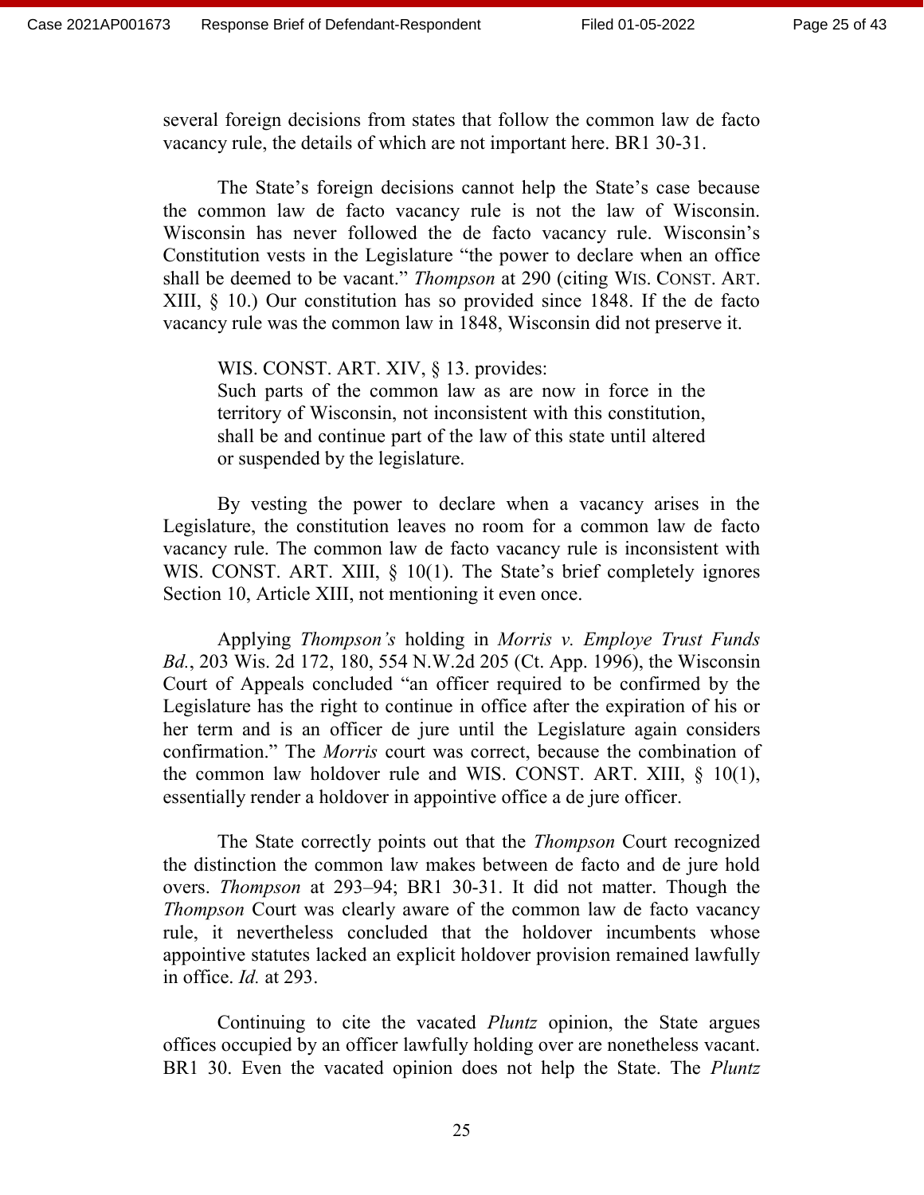several foreign decisions from states that follow the common law de facto vacancy rule, the details of which are not important here. BR1 30-31.

The State's foreign decisions cannot help the State's case because the common law de facto vacancy rule is not the law of Wisconsin. Wisconsin has never followed the de facto vacancy rule. Wisconsin's Constitution vests in the Legislature "the power to declare when an office shall be deemed to be vacant." *Thompson* at 290 (citing WIS. CONST. ART. XIII, § 10.) Our constitution has so provided since 1848. If the de facto vacancy rule was the common law in 1848, Wisconsin did not preserve it.

> WIS. CONST. ART. XIV, § 13. provides:
> Such parts of the common law as are now in force in the territory of Wisconsin, not inconsistent with this constitution, shall be and continue part of the law of this state until altered or suspended by the legislature.

By vesting the power to declare when a vacancy arises in the Legislature, the constitution leaves no room for a common law de facto vacancy rule. The common law de facto vacancy rule is inconsistent with WIS. CONST. ART. XIII, § 10(1). The State's brief completely ignores Section 10, Article XIII, not mentioning it even once.

Applying *Thompson's* holding in *Morris v. Employe Trust Funds Bd.*, 203 Wis. 2d 172, 180, 554 N.W.2d 205 (Ct. App. 1996), the Wisconsin Court of Appeals concluded "an officer required to be confirmed by the Legislature has the right to continue in office after the expiration of his or her term and is an officer de jure until the Legislature again considers confirmation." The *Morris* court was correct, because the combination of the common law holdover rule and WIS. CONST. ART. XIII, § 10(1), essentially render a holdover in appointive office a de jure officer.

The State correctly points out that the *Thompson* Court recognized the distinction the common law makes between de facto and de jure hold overs. *Thompson* at 293–94; BR1 30-31. It did not matter. Though the *Thompson* Court was clearly aware of the common law de facto vacancy rule, it nevertheless concluded that the holdover incumbents whose appointive statutes lacked an explicit holdover provision remained lawfully in office. *Id.* at 293.

Continuing to cite the vacated *Pluntz* opinion, the State argues offices occupied by an officer lawfully holding over are nonetheless vacant. BR1 30. Even the vacated opinion does not help the State. The *Pluntz*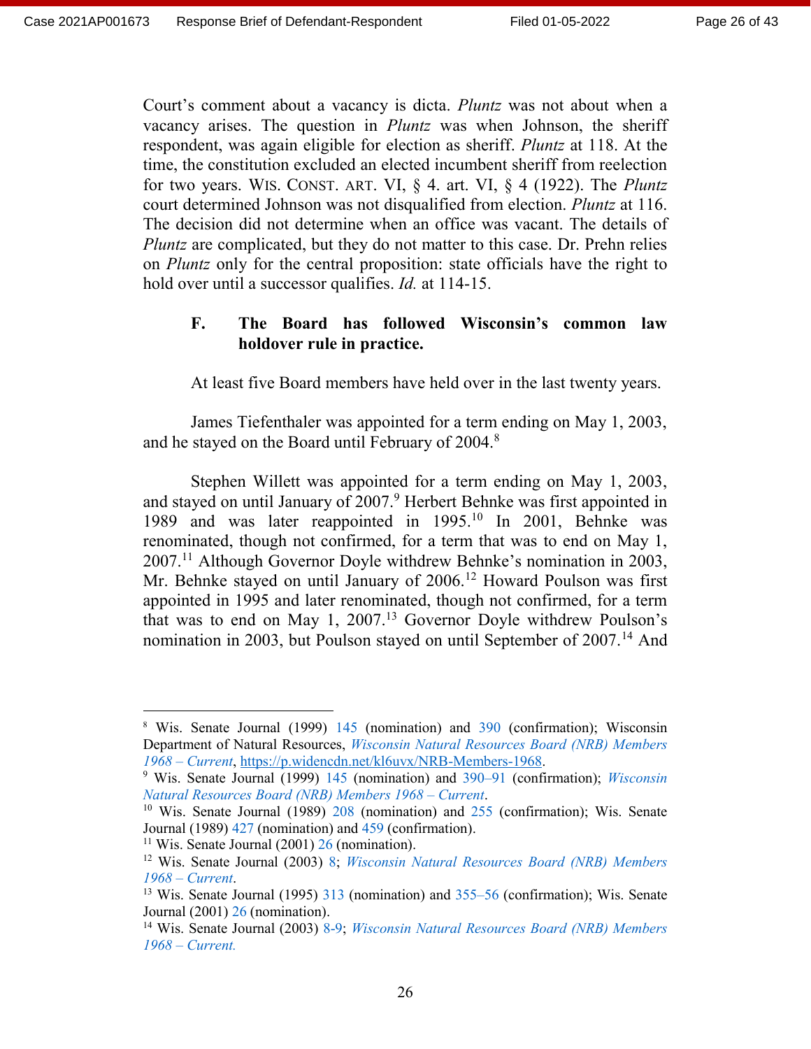Court's comment about a vacancy is dicta. *Pluntz* was not about when a vacancy arises. The question in *Pluntz* was when Johnson, the sheriff respondent, was again eligible for election as sheriff. *Pluntz* at 118. At the time, the constitution excluded an elected incumbent sheriff from reelection for two years. WIS. CONST. ART. VI, § 4. art. VI, § 4 (1922). The *Pluntz* court determined Johnson was not disqualified from election. *Pluntz* at 116. The decision did not determine when an office was vacant. The details of *Pluntz* are complicated, but they do not matter to this case. Dr. Prehn relies on *Pluntz* only for the central proposition: state officials have the right to hold over until a successor qualifies. *Id.* at 114-15.

### F. The Board has followed Wisconsin's common law holdover rule in practice.

At least five Board members have held over in the last twenty years.

James Tiefenthaler was appointed for a term ending on May 1, 2003, and he stayed on the Board until February of 2004.[8]

Stephen Willett was appointed for a term ending on May 1, 2003, and stayed on until January of 2007.[9] Herbert Behnke was first appointed in 1989 and was later reappointed in 1995.[10] In 2001, Behnke was renominated, though not confirmed, for a term that was to end on May 1, 2007.[11] Although Governor Doyle withdrew Behnke's nomination in 2003, Mr. Behnke stayed on until January of 2006.[12] Howard Poulson was first appointed in 1995 and later renominated, though not confirmed, for a term that was to end on May 1, 2007.[13] Governor Doyle withdrew Poulson's nomination in 2003, but Poulson stayed on until September of 2007.[14] And

---

[8] Wis. Senate Journal (1999) 145 (nomination) and 390 (confirmation); Wisconsin Department of Natural Resources, *Wisconsin Natural Resources Board (NRB) Members 1968 – Current*, https://p.widencdn.net/kl6uvx/NRB-Members-1968.

[9] Wis. Senate Journal (1999) 145 (nomination) and 390–91 (confirmation); *Wisconsin Natural Resources Board (NRB) Members 1968 – Current*.

[10] Wis. Senate Journal (1989) 208 (nomination) and 255 (confirmation); Wis. Senate Journal (1989) 427 (nomination) and 459 (confirmation).

[11] Wis. Senate Journal (2001) 26 (nomination).

[12] Wis. Senate Journal (2003) 8; *Wisconsin Natural Resources Board (NRB) Members 1968 – Current*.

[13] Wis. Senate Journal (1995) 313 (nomination) and 355–56 (confirmation); Wis. Senate Journal (2001) 26 (nomination).

[14] Wis. Senate Journal (2003) 8-9; *Wisconsin Natural Resources Board (NRB) Members 1968 – Current.*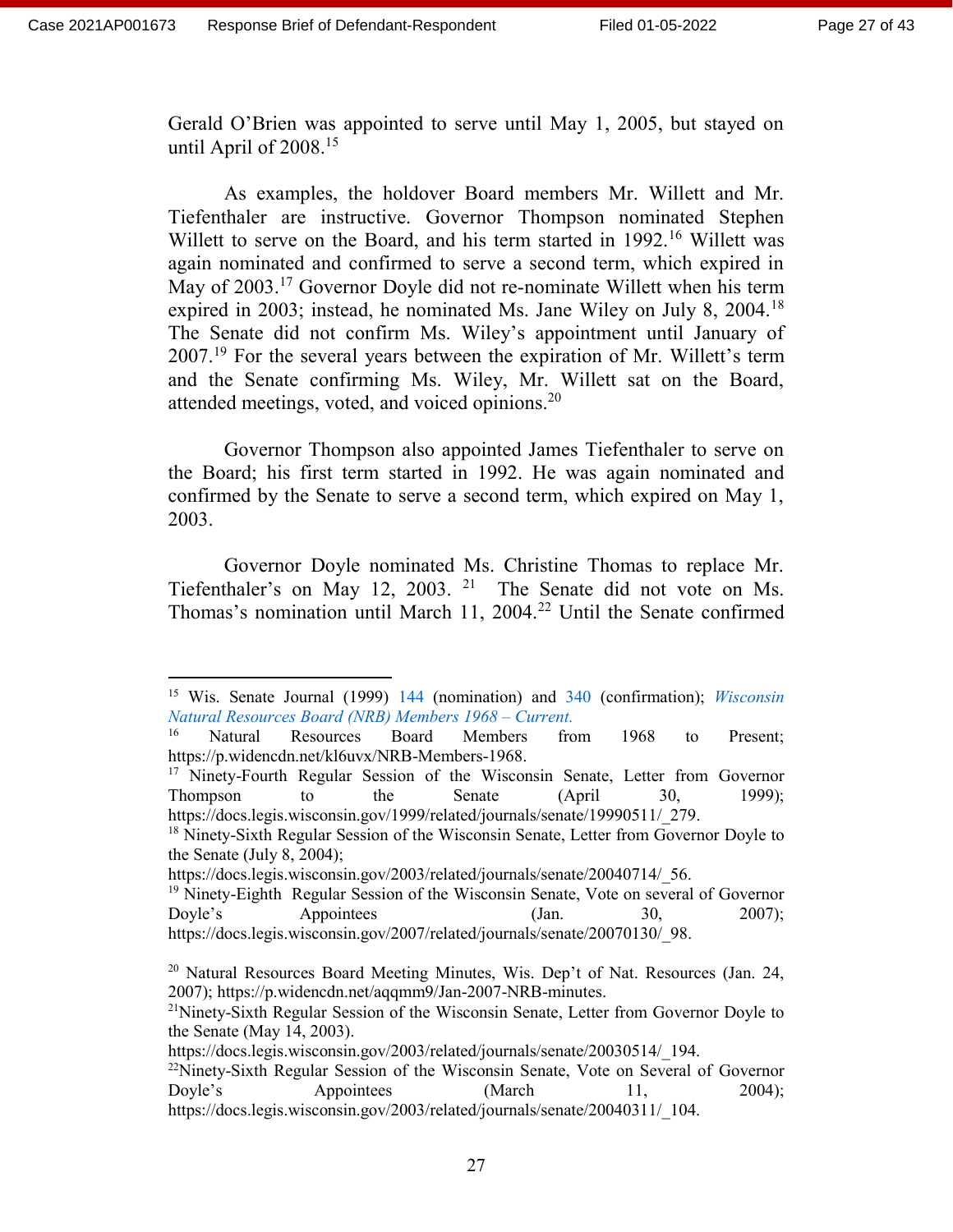Gerald O'Brien was appointed to serve until May 1, 2005, but stayed on until April of 2008.[15]

As examples, the holdover Board members Mr. Willett and Mr. Tiefenthaler are instructive. Governor Thompson nominated Stephen Willett to serve on the Board, and his term started in 1992.[16] Willett was again nominated and confirmed to serve a second term, which expired in May of 2003.[17] Governor Doyle did not re-nominate Willett when his term expired in 2003; instead, he nominated Ms. Jane Wiley on July 8, 2004.[18] The Senate did not confirm Ms. Wiley's appointment until January of 2007.[19] For the several years between the expiration of Mr. Willett's term and the Senate confirming Ms. Wiley, Mr. Willett sat on the Board, attended meetings, voted, and voiced opinions.[20]

Governor Thompson also appointed James Tiefenthaler to serve on the Board; his first term started in 1992. He was again nominated and confirmed by the Senate to serve a second term, which expired on May 1, 2003.

Governor Doyle nominated Ms. Christine Thomas to replace Mr. Tiefenthaler's on May 12, 2003.[21] The Senate did not vote on Ms. Thomas's nomination until March 11, 2004.[22] Until the Senate confirmed

---

[15] Wis. Senate Journal (1999) 144 (nomination) and 340 (confirmation); *Wisconsin Natural Resources Board (NRB) Members 1968 – Current.*

[16] Natural Resources Board Members from 1968 to Present; https://p.widencdn.net/kl6uvx/NRB-Members-1968.

[17] Ninety-Fourth Regular Session of the Wisconsin Senate, Letter from Governor Thompson to the Senate (April 30, 1999); https://docs.legis.wisconsin.gov/1999/related/journals/senate/19990511/_279.

[18] Ninety-Sixth Regular Session of the Wisconsin Senate, Letter from Governor Doyle to the Senate (July 8, 2004); https://docs.legis.wisconsin.gov/2003/related/journals/senate/20040714/_56.

[19] Ninety-Eighth Regular Session of the Wisconsin Senate, Vote on several of Governor Doyle's Appointees (Jan. 30, 2007); https://docs.legis.wisconsin.gov/2007/related/journals/senate/20070130/_98.

[20] Natural Resources Board Meeting Minutes, Wis. Dep't of Nat. Resources (Jan. 24, 2007); https://p.widencdn.net/aqqmm9/Jan-2007-NRB-minutes.

[21] Ninety-Sixth Regular Session of the Wisconsin Senate, Letter from Governor Doyle to the Senate (May 14, 2003). https://docs.legis.wisconsin.gov/2003/related/journals/senate/20030514/_194.

[22] Ninety-Sixth Regular Session of the Wisconsin Senate, Vote on Several of Governor Doyle's Appointees (March 11, 2004); https://docs.legis.wisconsin.gov/2003/related/journals/senate/20040311/_104.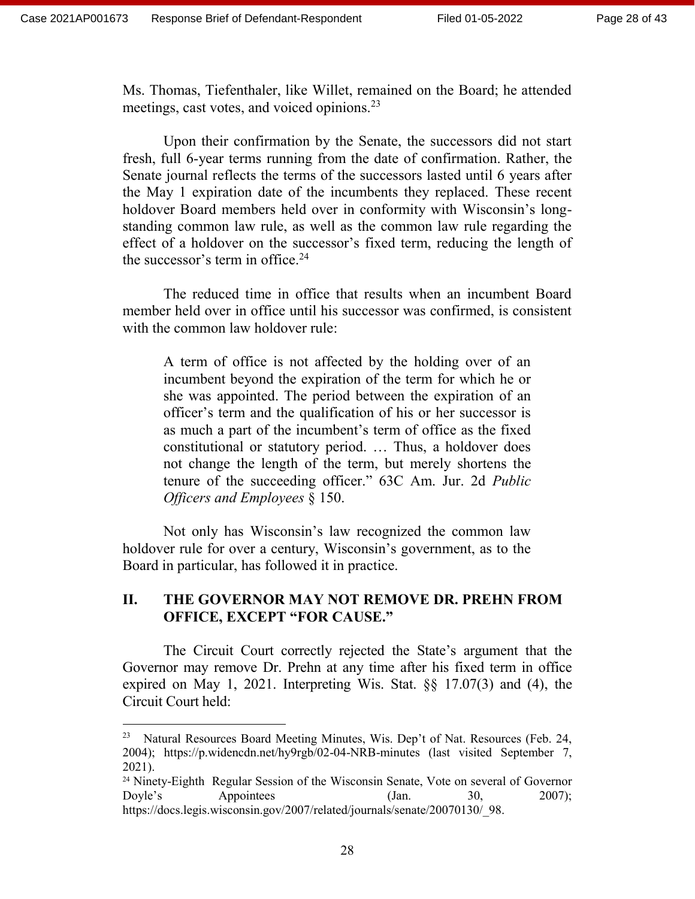Ms. Thomas, Tiefenthaler, like Willet, remained on the Board; he attended meetings, cast votes, and voiced opinions.[23]

Upon their confirmation by the Senate, the successors did not start fresh, full 6-year terms running from the date of confirmation. Rather, the Senate journal reflects the terms of the successors lasted until 6 years after the May 1 expiration date of the incumbents they replaced. These recent holdover Board members held over in conformity with Wisconsin's long-standing common law rule, as well as the common law rule regarding the effect of a holdover on the successor's fixed term, reducing the length of the successor's term in office.[24]

The reduced time in office that results when an incumbent Board member held over in office until his successor was confirmed, is consistent with the common law holdover rule:

> A term of office is not affected by the holding over of an incumbent beyond the expiration of the term for which he or she was appointed. The period between the expiration of an officer's term and the qualification of his or her successor is as much a part of the incumbent's term of office as the fixed constitutional or statutory period. … Thus, a holdover does not change the length of the term, but merely shortens the tenure of the succeeding officer." 63C Am. Jur. 2d *Public Officers and Employees* § 150.

Not only has Wisconsin's law recognized the common law holdover rule for over a century, Wisconsin's government, as to the Board in particular, has followed it in practice.

## II. THE GOVERNOR MAY NOT REMOVE DR. PREHN FROM OFFICE, EXCEPT "FOR CAUSE."

The Circuit Court correctly rejected the State's argument that the Governor may remove Dr. Prehn at any time after his fixed term in office expired on May 1, 2021. Interpreting Wis. Stat. §§ 17.07(3) and (4), the Circuit Court held:

---

[23] Natural Resources Board Meeting Minutes, Wis. Dep't of Nat. Resources (Feb. 24, 2004); https://p.widencdn.net/hy9rgb/02-04-NRB-minutes (last visited September 7, 2021).

[24] Ninety-Eighth Regular Session of the Wisconsin Senate, Vote on several of Governor Doyle's Appointees (Jan. 30, 2007); https://docs.legis.wisconsin.gov/2007/related/journals/senate/20070130/_98.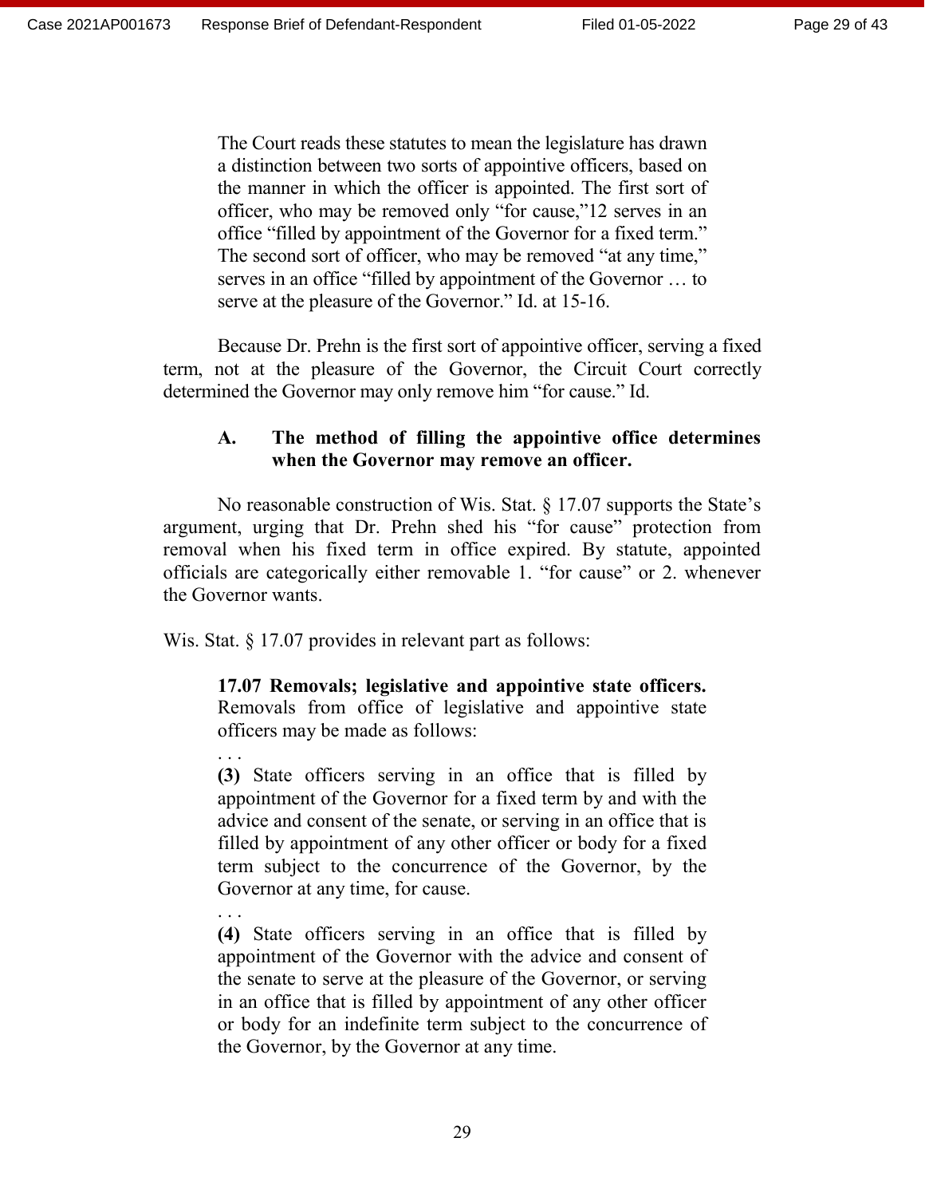> The Court reads these statutes to mean the legislature has drawn a distinction between two sorts of appointive officers, based on the manner in which the officer is appointed. The first sort of officer, who may be removed only "for cause,"12 serves in an office "filled by appointment of the Governor for a fixed term." The second sort of officer, who may be removed "at any time," serves in an office "filled by appointment of the Governor … to serve at the pleasure of the Governor." Id. at 15-16.

Because Dr. Prehn is the first sort of appointive officer, serving a fixed term, not at the pleasure of the Governor, the Circuit Court correctly determined the Governor may only remove him "for cause." Id.

### A. The method of filling the appointive office determines when the Governor may remove an officer.

No reasonable construction of Wis. Stat. § 17.07 supports the State's argument, urging that Dr. Prehn shed his "for cause" protection from removal when his fixed term in office expired. By statute, appointed officials are categorically either removable 1. "for cause" or 2. whenever the Governor wants.

Wis. Stat. § 17.07 provides in relevant part as follows:

> **17.07 Removals; legislative and appointive state officers.** Removals from office of legislative and appointive state officers may be made as follows:
>
> . . .
>
> **(3)** State officers serving in an office that is filled by appointment of the Governor for a fixed term by and with the advice and consent of the senate, or serving in an office that is filled by appointment of any other officer or body for a fixed term subject to the concurrence of the Governor, by the Governor at any time, for cause.
>
> . . .
>
> **(4)** State officers serving in an office that is filled by appointment of the Governor with the advice and consent of the senate to serve at the pleasure of the Governor, or serving in an office that is filled by appointment of any other officer or body for an indefinite term subject to the concurrence of the Governor, by the Governor at any time.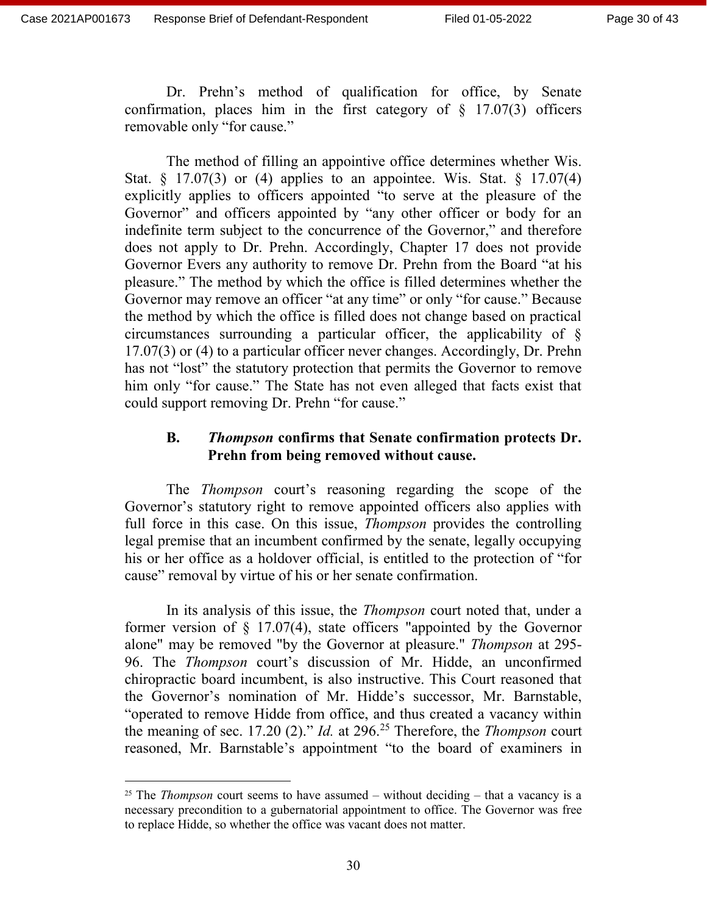Dr. Prehn's method of qualification for office, by Senate confirmation, places him in the first category of § 17.07(3) officers removable only "for cause."

The method of filling an appointive office determines whether Wis. Stat. § 17.07(3) or (4) applies to an appointee. Wis. Stat. § 17.07(4) explicitly applies to officers appointed "to serve at the pleasure of the Governor" and officers appointed by "any other officer or body for an indefinite term subject to the concurrence of the Governor," and therefore does not apply to Dr. Prehn. Accordingly, Chapter 17 does not provide Governor Evers any authority to remove Dr. Prehn from the Board "at his pleasure." The method by which the office is filled determines whether the Governor may remove an officer "at any time" or only "for cause." Because the method by which the office is filled does not change based on practical circumstances surrounding a particular officer, the applicability of § 17.07(3) or (4) to a particular officer never changes. Accordingly, Dr. Prehn has not "lost" the statutory protection that permits the Governor to remove him only "for cause." The State has not even alleged that facts exist that could support removing Dr. Prehn "for cause."

### B. *Thompson* confirms that Senate confirmation protects Dr. Prehn from being removed without cause.

The *Thompson* court's reasoning regarding the scope of the Governor's statutory right to remove appointed officers also applies with full force in this case. On this issue, *Thompson* provides the controlling legal premise that an incumbent confirmed by the senate, legally occupying his or her office as a holdover official, is entitled to the protection of "for cause" removal by virtue of his or her senate confirmation.

In its analysis of this issue, the *Thompson* court noted that, under a former version of § 17.07(4), state officers "appointed by the Governor alone" may be removed "by the Governor at pleasure." *Thompson* at 295-96. The *Thompson* court's discussion of Mr. Hidde, an unconfirmed chiropractic board incumbent, is also instructive. This Court reasoned that the Governor's nomination of Mr. Hidde's successor, Mr. Barnstable, "operated to remove Hidde from office, and thus created a vacancy within the meaning of sec. 17.20 (2)." *Id.* at 296.[25] Therefore, the *Thompson* court reasoned, Mr. Barnstable's appointment "to the board of examiners in

[25] The *Thompson* court seems to have assumed – without deciding – that a vacancy is a necessary precondition to a gubernatorial appointment to office. The Governor was free to replace Hidde, so whether the office was vacant does not matter.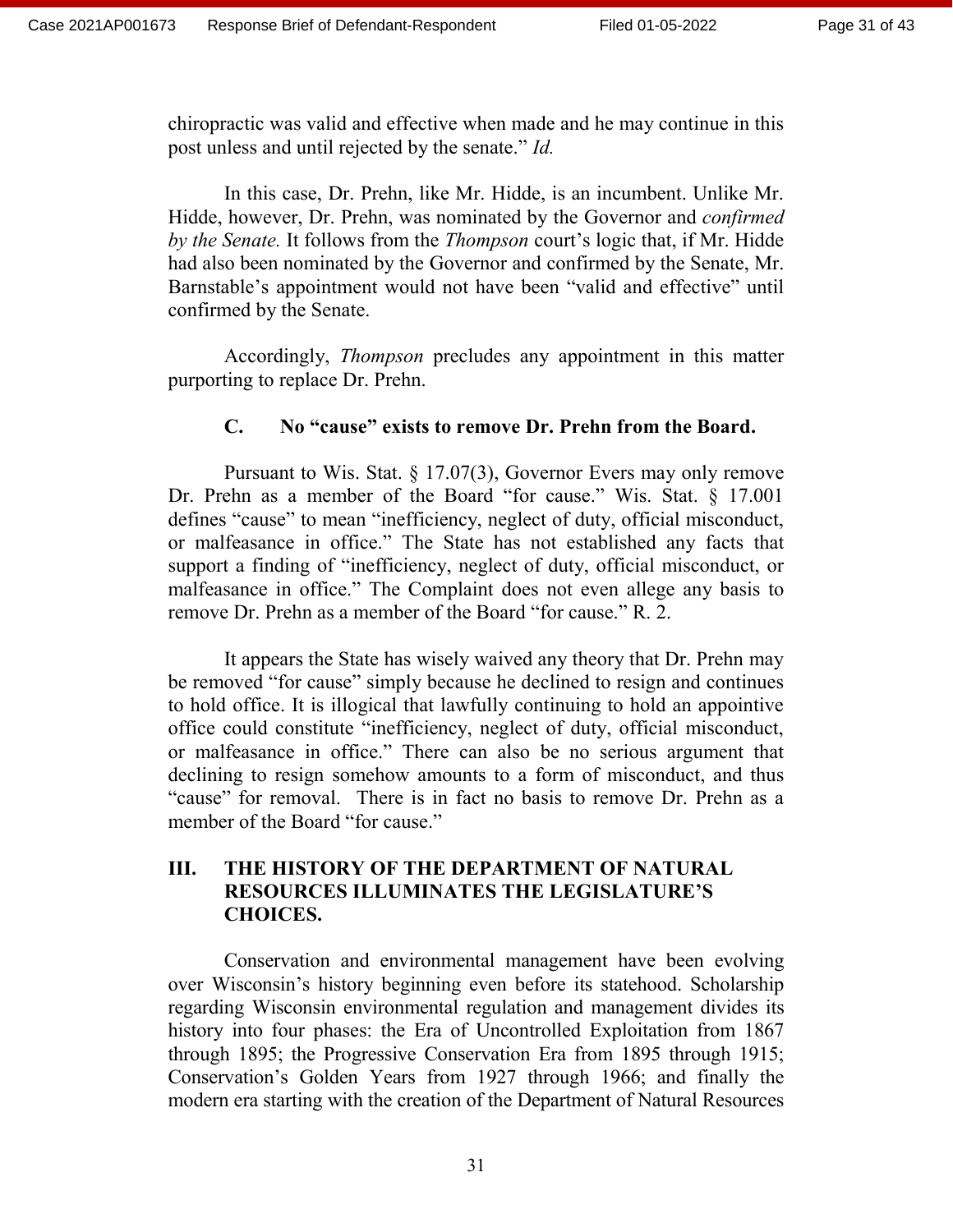chiropractic was valid and effective when made and he may continue in this post unless and until rejected by the senate." *Id.*

In this case, Dr. Prehn, like Mr. Hidde, is an incumbent. Unlike Mr. Hidde, however, Dr. Prehn, was nominated by the Governor and *confirmed by the Senate.* It follows from the *Thompson* court's logic that, if Mr. Hidde had also been nominated by the Governor and confirmed by the Senate, Mr. Barnstable's appointment would not have been "valid and effective" until confirmed by the Senate.

Accordingly, *Thompson* precludes any appointment in this matter purporting to replace Dr. Prehn.

### C. No "cause" exists to remove Dr. Prehn from the Board.

Pursuant to Wis. Stat. § 17.07(3), Governor Evers may only remove Dr. Prehn as a member of the Board "for cause." Wis. Stat. § 17.001 defines "cause" to mean "inefficiency, neglect of duty, official misconduct, or malfeasance in office." The State has not established any facts that support a finding of "inefficiency, neglect of duty, official misconduct, or malfeasance in office." The Complaint does not even allege any basis to remove Dr. Prehn as a member of the Board "for cause." R. 2.

It appears the State has wisely waived any theory that Dr. Prehn may be removed "for cause" simply because he declined to resign and continues to hold office. It is illogical that lawfully continuing to hold an appointive office could constitute "inefficiency, neglect of duty, official misconduct, or malfeasance in office." There can also be no serious argument that declining to resign somehow amounts to a form of misconduct, and thus "cause" for removal. There is in fact no basis to remove Dr. Prehn as a member of the Board "for cause."

## III. THE HISTORY OF THE DEPARTMENT OF NATURAL RESOURCES ILLUMINATES THE LEGISLATURE'S CHOICES.

Conservation and environmental management have been evolving over Wisconsin's history beginning even before its statehood. Scholarship regarding Wisconsin environmental regulation and management divides its history into four phases: the Era of Uncontrolled Exploitation from 1867 through 1895; the Progressive Conservation Era from 1895 through 1915; Conservation's Golden Years from 1927 through 1966; and finally the modern era starting with the creation of the Department of Natural Resources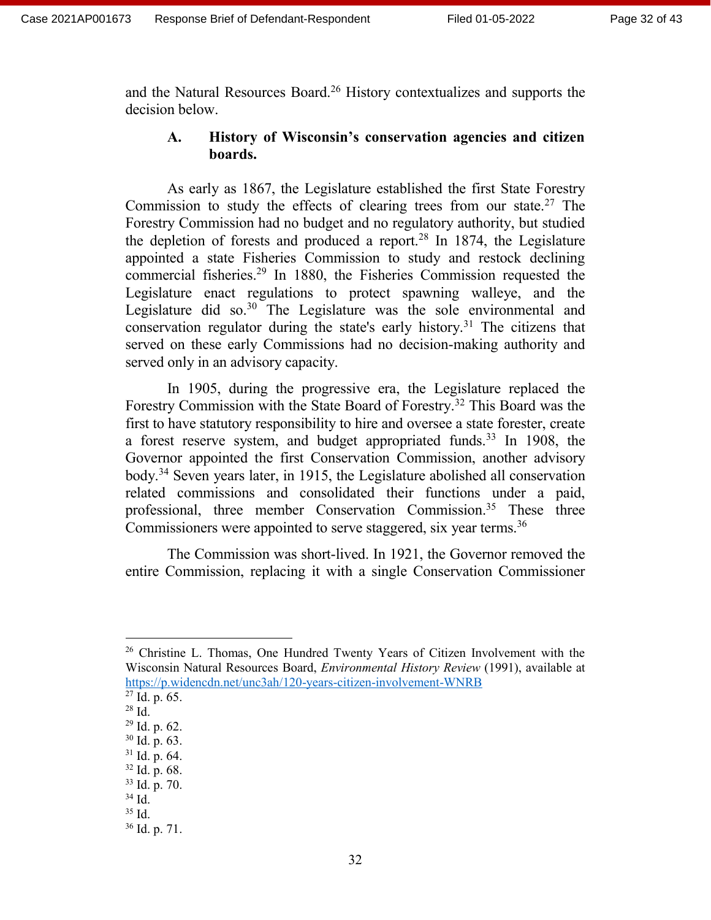and the Natural Resources Board.[26] History contextualizes and supports the decision below.

### A. History of Wisconsin's conservation agencies and citizen boards.

As early as 1867, the Legislature established the first State Forestry Commission to study the effects of clearing trees from our state.[27] The Forestry Commission had no budget and no regulatory authority, but studied the depletion of forests and produced a report.[28] In 1874, the Legislature appointed a state Fisheries Commission to study and restock declining commercial fisheries.[29] In 1880, the Fisheries Commission requested the Legislature enact regulations to protect spawning walleye, and the Legislature did so.[30] The Legislature was the sole environmental and conservation regulator during the state's early history.[31] The citizens that served on these early Commissions had no decision-making authority and served only in an advisory capacity.

In 1905, during the progressive era, the Legislature replaced the Forestry Commission with the State Board of Forestry.[32] This Board was the first to have statutory responsibility to hire and oversee a state forester, create a forest reserve system, and budget appropriated funds.[33] In 1908, the Governor appointed the first Conservation Commission, another advisory body.[34] Seven years later, in 1915, the Legislature abolished all conservation related commissions and consolidated their functions under a paid, professional, three member Conservation Commission.[35] These three Commissioners were appointed to serve staggered, six year terms.[36]

The Commission was short-lived. In 1921, the Governor removed the entire Commission, replacing it with a single Conservation Commissioner

---

[26] Christine L. Thomas, One Hundred Twenty Years of Citizen Involvement with the Wisconsin Natural Resources Board, *Environmental History Review* (1991), available at https://p.widencdn.net/unc3ah/120-years-citizen-involvement-WNRB

[27] Id. p. 65.

[28] Id.

[29] Id. p. 62.

[30] Id. p. 63.

[31] Id. p. 64.

[32] Id. p. 68.

[33] Id. p. 70.

[34] Id.

[35] Id.

[36] Id. p. 71.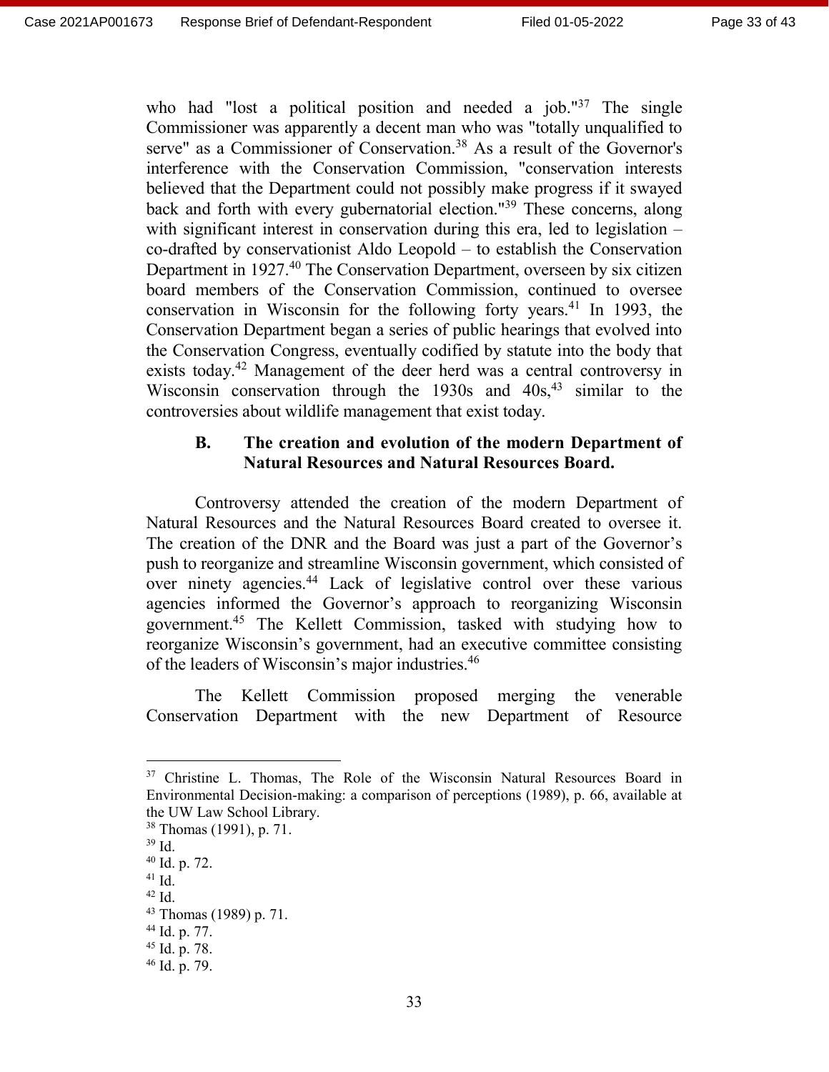who had "lost a political position and needed a job."[37] The single Commissioner was apparently a decent man who was "totally unqualified to serve" as a Commissioner of Conservation.[38] As a result of the Governor's interference with the Conservation Commission, "conservation interests believed that the Department could not possibly make progress if it swayed back and forth with every gubernatorial election."[39] These concerns, along with significant interest in conservation during this era, led to legislation – co-drafted by conservationist Aldo Leopold – to establish the Conservation Department in 1927.[40] The Conservation Department, overseen by six citizen board members of the Conservation Commission, continued to oversee conservation in Wisconsin for the following forty years.[41] In 1993, the Conservation Department began a series of public hearings that evolved into the Conservation Congress, eventually codified by statute into the body that exists today.[42] Management of the deer herd was a central controversy in Wisconsin conservation through the 1930s and 40s,[43] similar to the controversies about wildlife management that exist today.

### B. The creation and evolution of the modern Department of Natural Resources and Natural Resources Board.

Controversy attended the creation of the modern Department of Natural Resources and the Natural Resources Board created to oversee it. The creation of the DNR and the Board was just a part of the Governor's push to reorganize and streamline Wisconsin government, which consisted of over ninety agencies.[44] Lack of legislative control over these various agencies informed the Governor's approach to reorganizing Wisconsin government.[45] The Kellett Commission, tasked with studying how to reorganize Wisconsin's government, had an executive committee consisting of the leaders of Wisconsin's major industries.[46]

The Kellett Commission proposed merging the venerable Conservation Department with the new Department of Resource

---

[37] Christine L. Thomas, The Role of the Wisconsin Natural Resources Board in Environmental Decision-making: a comparison of perceptions (1989), p. 66, available at the UW Law School Library.

[38] Thomas (1991), p. 71.

[39] Id.

[40] Id. p. 72.

[41] Id.

[42] Id.

[43] Thomas (1989) p. 71.

[44] Id. p. 77.

[45] Id. p. 78.

[46] Id. p. 79.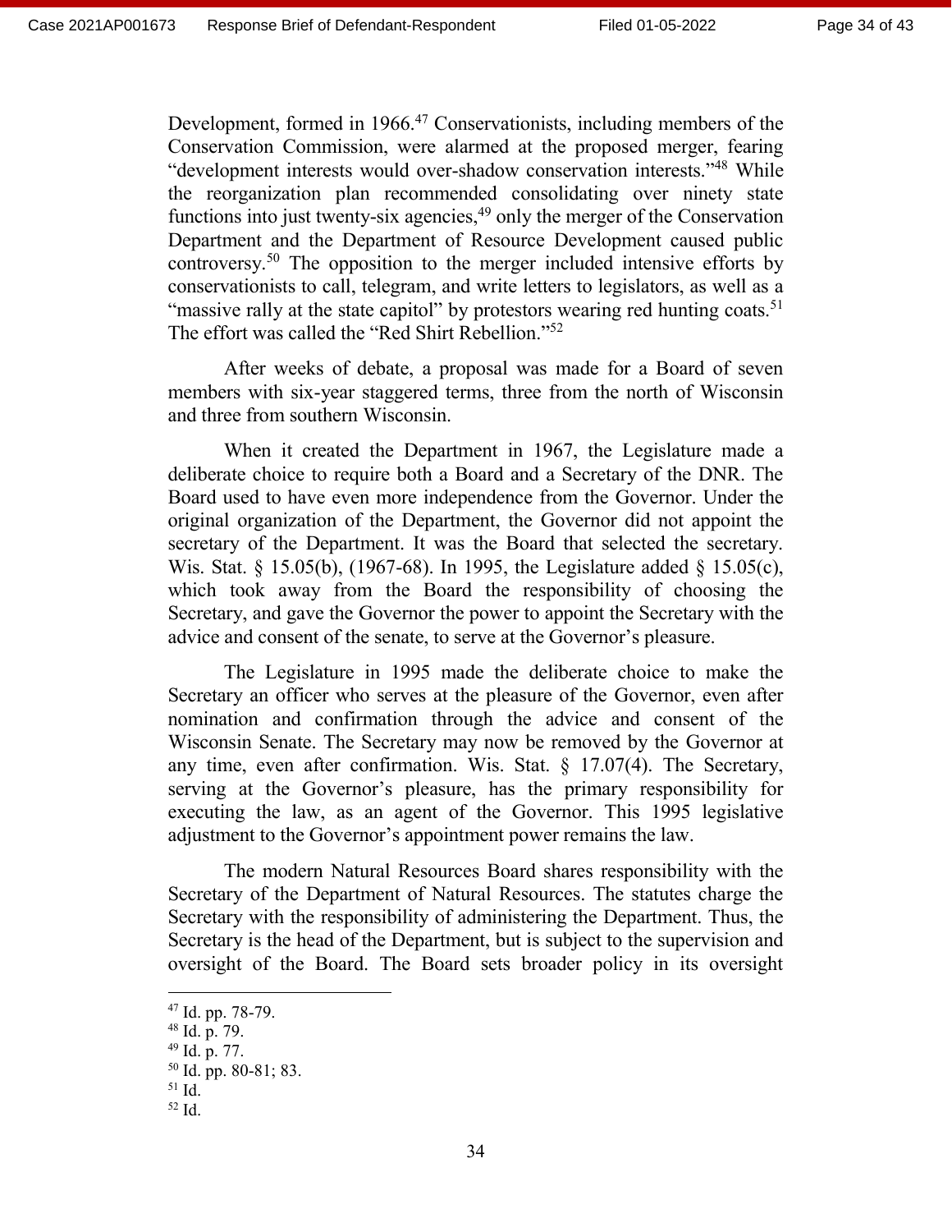Development, formed in 1966.[47] Conservationists, including members of the Conservation Commission, were alarmed at the proposed merger, fearing "development interests would over-shadow conservation interests."[48] While the reorganization plan recommended consolidating over ninety state functions into just twenty-six agencies,[49] only the merger of the Conservation Department and the Department of Resource Development caused public controversy.[50] The opposition to the merger included intensive efforts by conservationists to call, telegram, and write letters to legislators, as well as a "massive rally at the state capitol" by protestors wearing red hunting coats.[51] The effort was called the "Red Shirt Rebellion."[52]

After weeks of debate, a proposal was made for a Board of seven members with six-year staggered terms, three from the north of Wisconsin and three from southern Wisconsin.

When it created the Department in 1967, the Legislature made a deliberate choice to require both a Board and a Secretary of the DNR. The Board used to have even more independence from the Governor. Under the original organization of the Department, the Governor did not appoint the secretary of the Department. It was the Board that selected the secretary. Wis. Stat. § 15.05(b), (1967-68). In 1995, the Legislature added § 15.05(c), which took away from the Board the responsibility of choosing the Secretary, and gave the Governor the power to appoint the Secretary with the advice and consent of the senate, to serve at the Governor's pleasure.

The Legislature in 1995 made the deliberate choice to make the Secretary an officer who serves at the pleasure of the Governor, even after nomination and confirmation through the advice and consent of the Wisconsin Senate. The Secretary may now be removed by the Governor at any time, even after confirmation. Wis. Stat. § 17.07(4). The Secretary, serving at the Governor's pleasure, has the primary responsibility for executing the law, as an agent of the Governor. This 1995 legislative adjustment to the Governor's appointment power remains the law.

The modern Natural Resources Board shares responsibility with the Secretary of the Department of Natural Resources. The statutes charge the Secretary with the responsibility of administering the Department. Thus, the Secretary is the head of the Department, but is subject to the supervision and oversight of the Board. The Board sets broader policy in its oversight

---

[47] Id. pp. 78-79.

[48] Id. p. 79.

[49] Id. p. 77.

[50] Id. pp. 80-81; 83.

[51] Id.

[52] Id.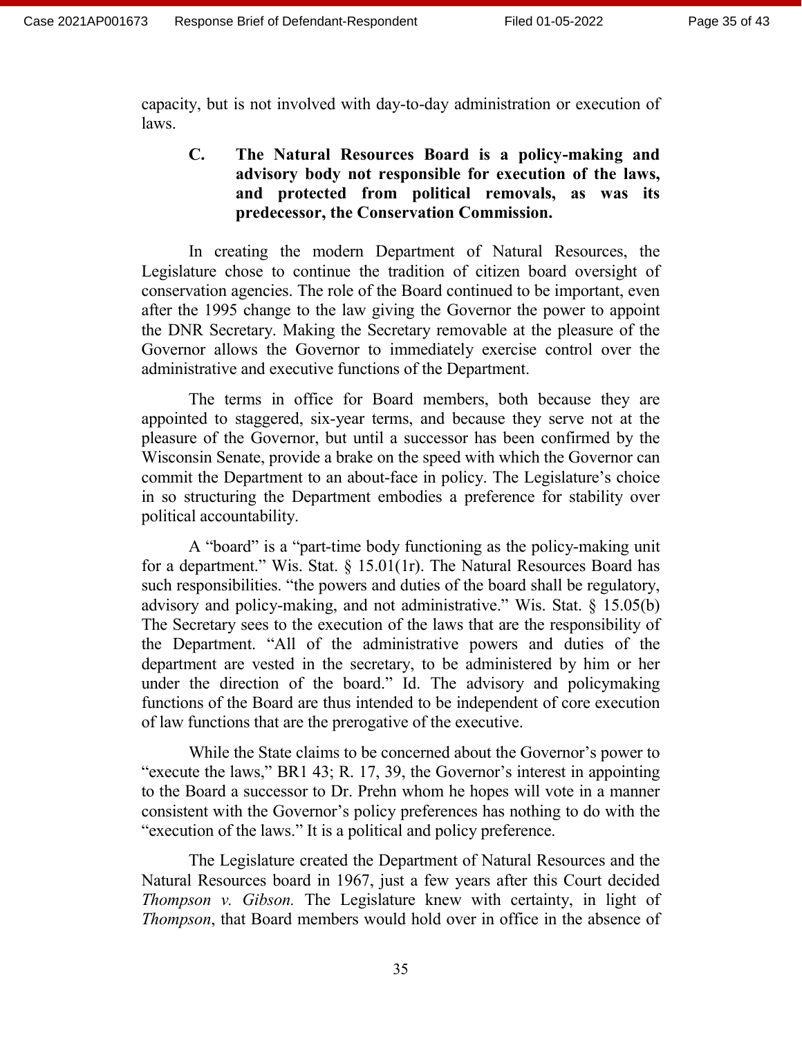capacity, but is not involved with day-to-day administration or execution of laws.

### C. The Natural Resources Board is a policy-making and advisory body not responsible for execution of the laws, and protected from political removals, as was its predecessor, the Conservation Commission.

In creating the modern Department of Natural Resources, the Legislature chose to continue the tradition of citizen board oversight of conservation agencies. The role of the Board continued to be important, even after the 1995 change to the law giving the Governor the power to appoint the DNR Secretary. Making the Secretary removable at the pleasure of the Governor allows the Governor to immediately exercise control over the administrative and executive functions of the Department.

The terms in office for Board members, both because they are appointed to staggered, six-year terms, and because they serve not at the pleasure of the Governor, but until a successor has been confirmed by the Wisconsin Senate, provide a brake on the speed with which the Governor can commit the Department to an about-face in policy. The Legislature's choice in so structuring the Department embodies a preference for stability over political accountability.

A "board" is a "part-time body functioning as the policy-making unit for a department." Wis. Stat. § 15.01(1r). The Natural Resources Board has such responsibilities. "the powers and duties of the board shall be regulatory, advisory and policy-making, and not administrative." Wis. Stat. § 15.05(b) The Secretary sees to the execution of the laws that are the responsibility of the Department. "All of the administrative powers and duties of the department are vested in the secretary, to be administered by him or her under the direction of the board." Id. The advisory and policymaking functions of the Board are thus intended to be independent of core execution of law functions that are the prerogative of the executive.

While the State claims to be concerned about the Governor's power to "execute the laws," BR1 43; R. 17, 39, the Governor's interest in appointing to the Board a successor to Dr. Prehn whom he hopes will vote in a manner consistent with the Governor's policy preferences has nothing to do with the "execution of the laws." It is a political and policy preference.

The Legislature created the Department of Natural Resources and the Natural Resources board in 1967, just a few years after this Court decided *Thompson v. Gibson.* The Legislature knew with certainty, in light of *Thompson*, that Board members would hold over in office in the absence of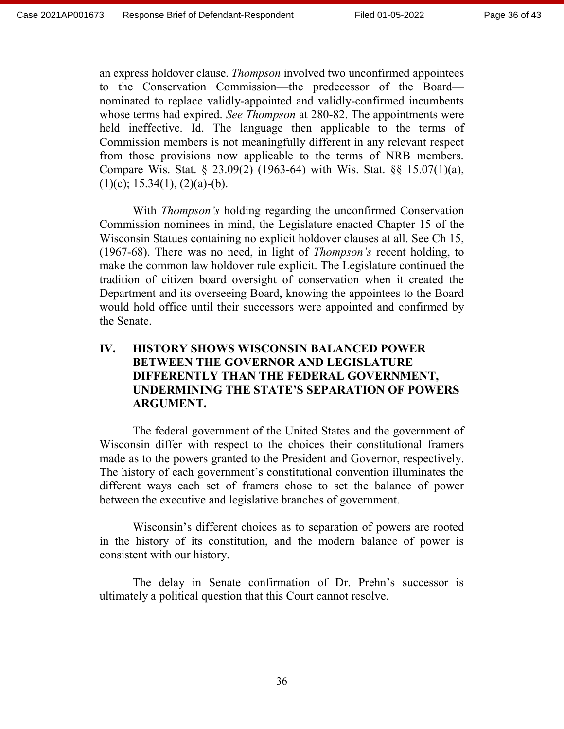an express holdover clause. *Thompson* involved two unconfirmed appointees to the Conservation Commission—the predecessor of the Board—nominated to replace validly-appointed and validly-confirmed incumbents whose terms had expired. *See Thompson* at 280-82. The appointments were held ineffective. Id. The language then applicable to the terms of Commission members is not meaningfully different in any relevant respect from those provisions now applicable to the terms of NRB members. Compare Wis. Stat. § 23.09(2) (1963-64) with Wis. Stat. §§ 15.07(1)(a), (1)(c); 15.34(1), (2)(a)-(b).

With *Thompson's* holding regarding the unconfirmed Conservation Commission nominees in mind, the Legislature enacted Chapter 15 of the Wisconsin Statues containing no explicit holdover clauses at all. See Ch 15, (1967-68). There was no need, in light of *Thompson's* recent holding, to make the common law holdover rule explicit. The Legislature continued the tradition of citizen board oversight of conservation when it created the Department and its overseeing Board, knowing the appointees to the Board would hold office until their successors were appointed and confirmed by the Senate.

## IV. HISTORY SHOWS WISCONSIN BALANCED POWER BETWEEN THE GOVERNOR AND LEGISLATURE DIFFERENTLY THAN THE FEDERAL GOVERNMENT, UNDERMINING THE STATE'S SEPARATION OF POWERS ARGUMENT.

The federal government of the United States and the government of Wisconsin differ with respect to the choices their constitutional framers made as to the powers granted to the President and Governor, respectively. The history of each government's constitutional convention illuminates the different ways each set of framers chose to set the balance of power between the executive and legislative branches of government.

Wisconsin's different choices as to separation of powers are rooted in the history of its constitution, and the modern balance of power is consistent with our history.

The delay in Senate confirmation of Dr. Prehn's successor is ultimately a political question that this Court cannot resolve.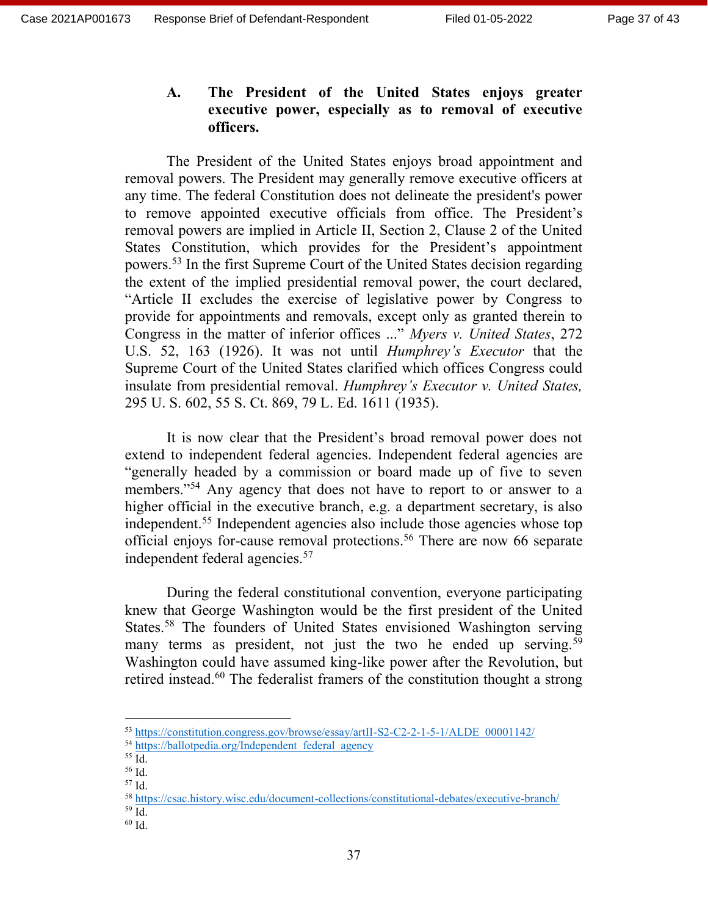### A. The President of the United States enjoys greater executive power, especially as to removal of executive officers.

The President of the United States enjoys broad appointment and removal powers. The President may generally remove executive officers at any time. The federal Constitution does not delineate the president's power to remove appointed executive officials from office. The President's removal powers are implied in Article II, Section 2, Clause 2 of the United States Constitution, which provides for the President's appointment powers.[53] In the first Supreme Court of the United States decision regarding the extent of the implied presidential removal power, the court declared, "Article II excludes the exercise of legislative power by Congress to provide for appointments and removals, except only as granted therein to Congress in the matter of inferior offices ..." *Myers v. United States*, 272 U.S. 52, 163 (1926). It was not until *Humphrey's Executor* that the Supreme Court of the United States clarified which offices Congress could insulate from presidential removal. *Humphrey's Executor v. United States,* 295 U. S. 602, 55 S. Ct. 869, 79 L. Ed. 1611 (1935).

It is now clear that the President's broad removal power does not extend to independent federal agencies. Independent federal agencies are "generally headed by a commission or board made up of five to seven members."[54] Any agency that does not have to report to or answer to a higher official in the executive branch, e.g. a department secretary, is also independent.[55] Independent agencies also include those agencies whose top official enjoys for-cause removal protections.[56] There are now 66 separate independent federal agencies.[57]

During the federal constitutional convention, everyone participating knew that George Washington would be the first president of the United States.[58] The founders of United States envisioned Washington serving many terms as president, not just the two he ended up serving.[59] Washington could have assumed king-like power after the Revolution, but retired instead.[60] The federalist framers of the constitution thought a strong

---

[53] https://constitution.congress.gov/browse/essay/artII-S2-C2-2-1-5-1/ALDE_00001142/
[54] https://ballotpedia.org/Independent_federal_agency
[55] Id.
[56] Id.
[57] Id.
[58] https://csac.history.wisc.edu/document-collections/constitutional-debates/executive-branch/
[59] Id.
[60] Id.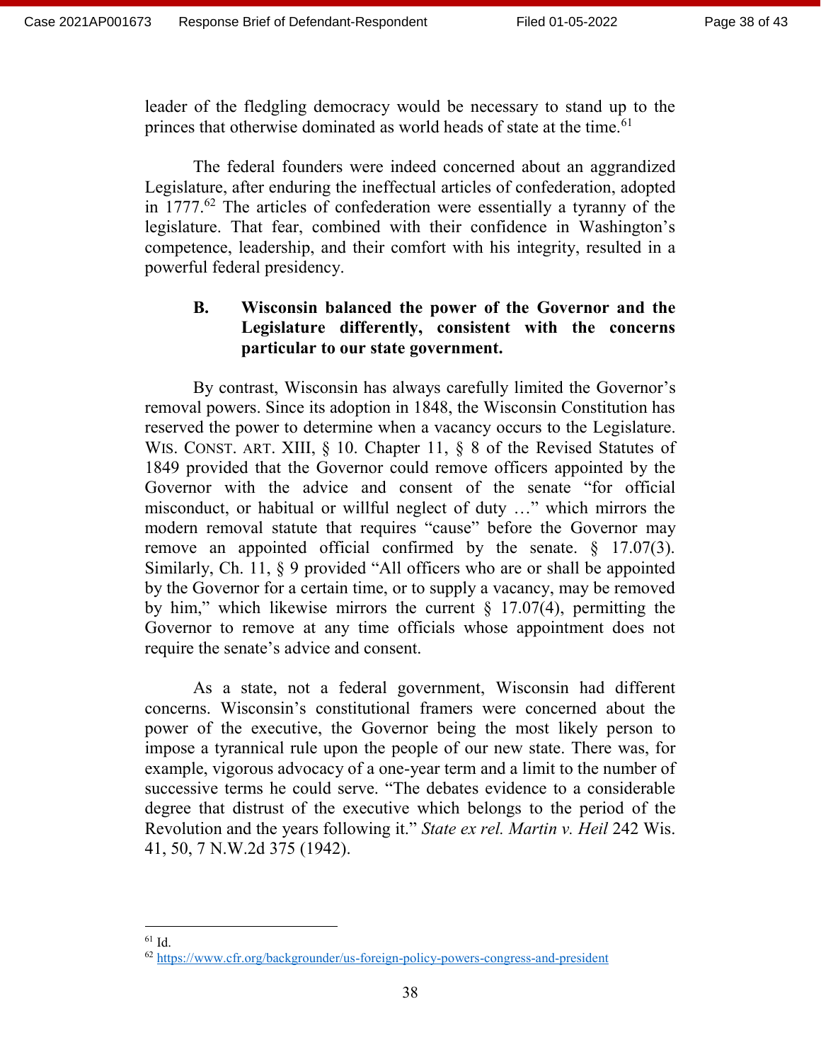leader of the fledgling democracy would be necessary to stand up to the princes that otherwise dominated as world heads of state at the time.[61]

The federal founders were indeed concerned about an aggrandized Legislature, after enduring the ineffectual articles of confederation, adopted in 1777.[62] The articles of confederation were essentially a tyranny of the legislature. That fear, combined with their confidence in Washington's competence, leadership, and their comfort with his integrity, resulted in a powerful federal presidency.

### B. Wisconsin balanced the power of the Governor and the Legislature differently, consistent with the concerns particular to our state government.

By contrast, Wisconsin has always carefully limited the Governor's removal powers. Since its adoption in 1848, the Wisconsin Constitution has reserved the power to determine when a vacancy occurs to the Legislature. WIS. CONST. ART. XIII, § 10. Chapter 11, § 8 of the Revised Statutes of 1849 provided that the Governor could remove officers appointed by the Governor with the advice and consent of the senate "for official misconduct, or habitual or willful neglect of duty …" which mirrors the modern removal statute that requires "cause" before the Governor may remove an appointed official confirmed by the senate. § 17.07(3). Similarly, Ch. 11, § 9 provided "All officers who are or shall be appointed by the Governor for a certain time, or to supply a vacancy, may be removed by him," which likewise mirrors the current § 17.07(4), permitting the Governor to remove at any time officials whose appointment does not require the senate's advice and consent.

As a state, not a federal government, Wisconsin had different concerns. Wisconsin's constitutional framers were concerned about the power of the executive, the Governor being the most likely person to impose a tyrannical rule upon the people of our new state. There was, for example, vigorous advocacy of a one-year term and a limit to the number of successive terms he could serve. "The debates evidence to a considerable degree that distrust of the executive which belongs to the period of the Revolution and the years following it." *State ex rel. Martin v. Heil* 242 Wis. 41, 50, 7 N.W.2d 375 (1942).

---

[61] Id.

[62] https://www.cfr.org/backgrounder/us-foreign-policy-powers-congress-and-president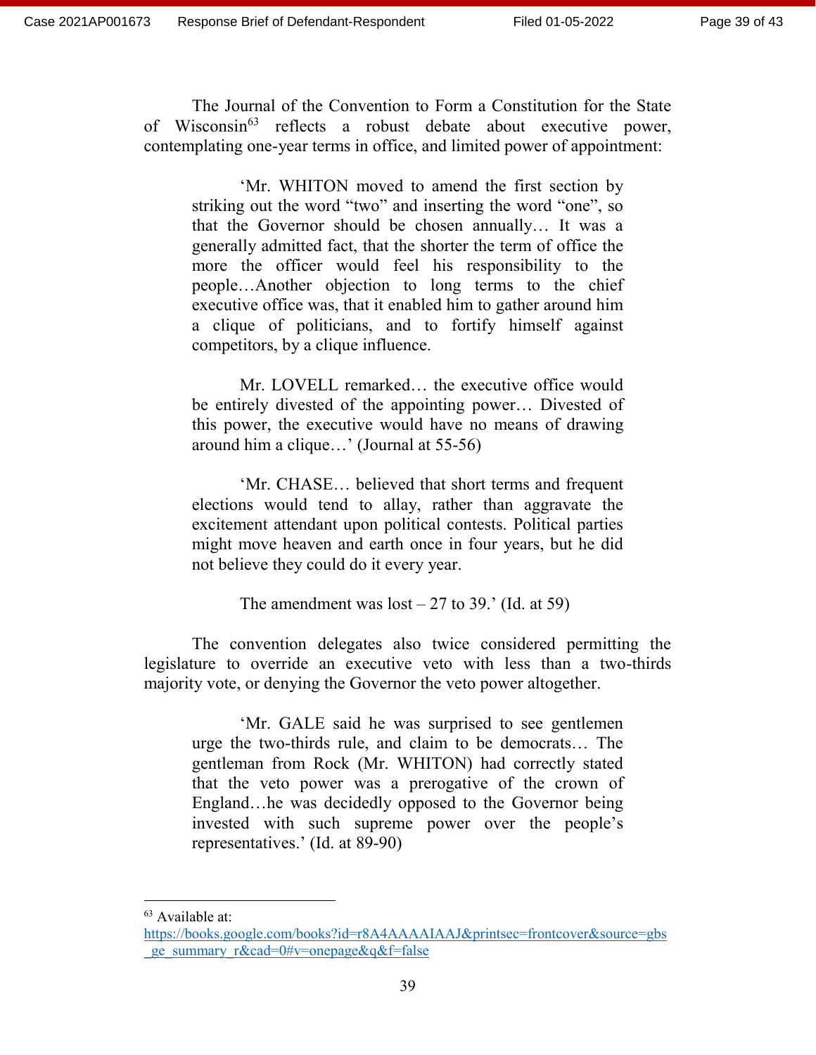The Journal of the Convention to Form a Constitution for the State of Wisconsin[63] reflects a robust debate about executive power, contemplating one-year terms in office, and limited power of appointment:

> 'Mr. WHITON moved to amend the first section by striking out the word "two" and inserting the word "one", so that the Governor should be chosen annually… It was a generally admitted fact, that the shorter the term of office the more the officer would feel his responsibility to the people…Another objection to long terms to the chief executive office was, that it enabled him to gather around him a clique of politicians, and to fortify himself against competitors, by a clique influence.
>
> Mr. LOVELL remarked… the executive office would be entirely divested of the appointing power… Divested of this power, the executive would have no means of drawing around him a clique…' (Journal at 55-56)
>
> 'Mr. CHASE… believed that short terms and frequent elections would tend to allay, rather than aggravate the excitement attendant upon political contests. Political parties might move heaven and earth once in four years, but he did not believe they could do it every year.
>
> The amendment was lost – 27 to 39.' (Id. at 59)

The convention delegates also twice considered permitting the legislature to override an executive veto with less than a two-thirds majority vote, or denying the Governor the veto power altogether.

> 'Mr. GALE said he was surprised to see gentlemen urge the two-thirds rule, and claim to be democrats… The gentleman from Rock (Mr. WHITON) had correctly stated that the veto power was a prerogative of the crown of England…he was decidedly opposed to the Governor being invested with such supreme power over the people's representatives.' (Id. at 89-90)

---

[63] Available at: https://books.google.com/books?id=r8A4AAAAIAAJ&printsec=frontcover&source=gbs_ge_summary_r&cad=0#v=onepage&q&f=false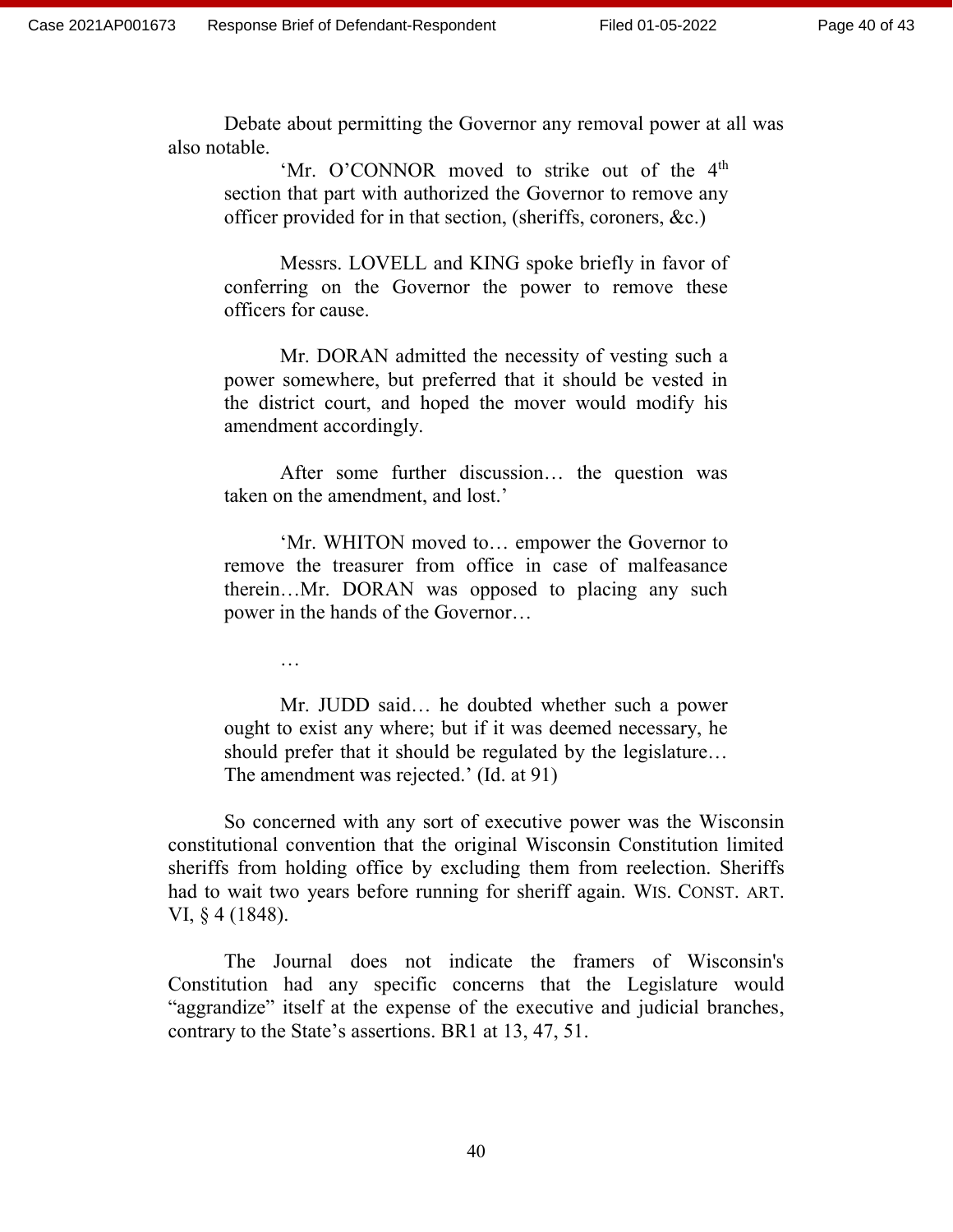Debate about permitting the Governor any removal power at all was also notable.

> 'Mr. O'CONNOR moved to strike out of the 4th section that part with authorized the Governor to remove any officer provided for in that section, (sheriffs, coroners, &c.)
>
> Messrs. LOVELL and KING spoke briefly in favor of conferring on the Governor the power to remove these officers for cause.
>
> Mr. DORAN admitted the necessity of vesting such a power somewhere, but preferred that it should be vested in the district court, and hoped the mover would modify his amendment accordingly.
>
> After some further discussion… the question was taken on the amendment, and lost.'
>
> 'Mr. WHITON moved to… empower the Governor to remove the treasurer from office in case of malfeasance therein…Mr. DORAN was opposed to placing any such power in the hands of the Governor…
>
> …
>
> Mr. JUDD said… he doubted whether such a power ought to exist any where; but if it was deemed necessary, he should prefer that it should be regulated by the legislature… The amendment was rejected.' (Id. at 91)

So concerned with any sort of executive power was the Wisconsin constitutional convention that the original Wisconsin Constitution limited sheriffs from holding office by excluding them from reelection. Sheriffs had to wait two years before running for sheriff again. WIS. CONST. ART. VI, § 4 (1848).

The Journal does not indicate the framers of Wisconsin's Constitution had any specific concerns that the Legislature would "aggrandize" itself at the expense of the executive and judicial branches, contrary to the State's assertions. BR1 at 13, 47, 51.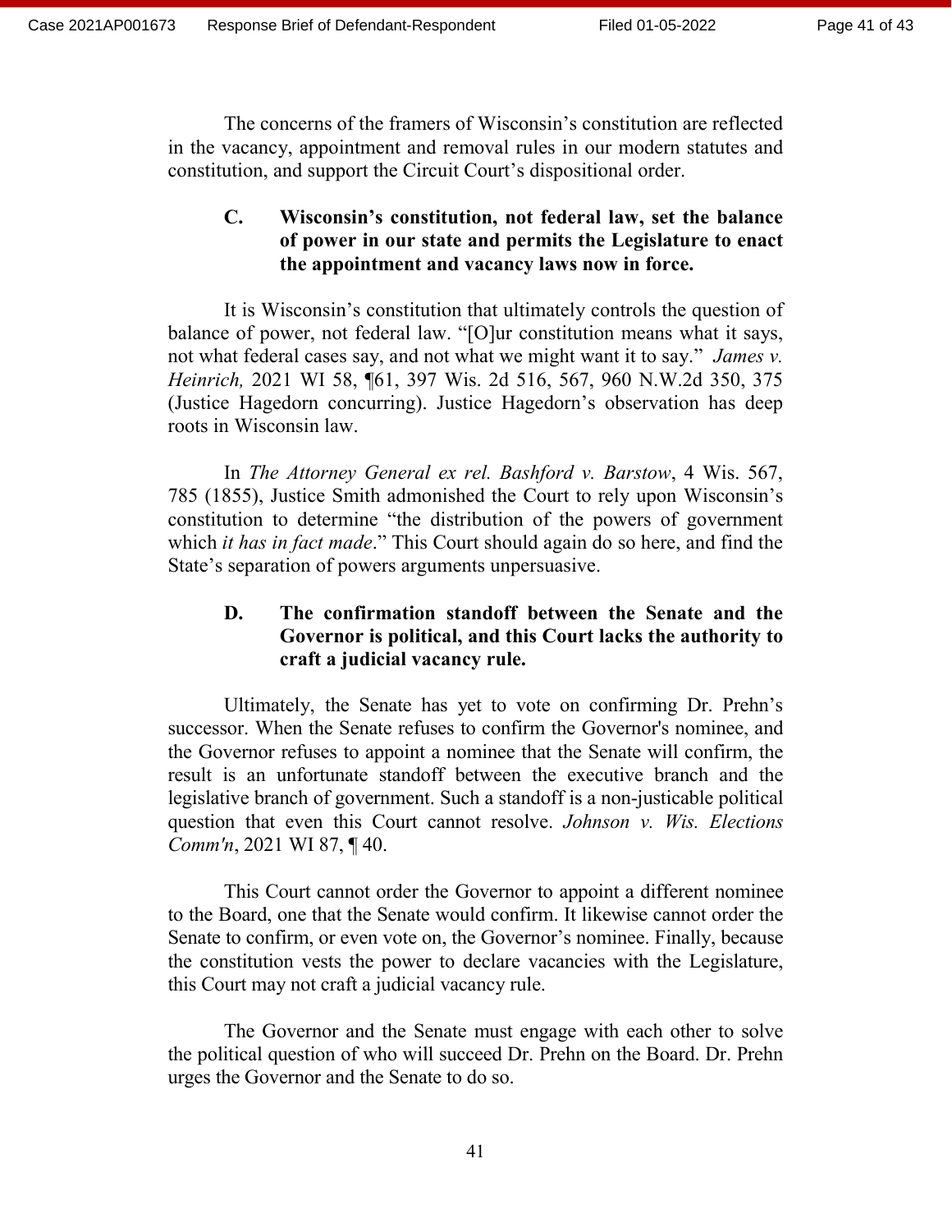The concerns of the framers of Wisconsin's constitution are reflected in the vacancy, appointment and removal rules in our modern statutes and constitution, and support the Circuit Court's dispositional order.

### C. Wisconsin's constitution, not federal law, set the balance of power in our state and permits the Legislature to enact the appointment and vacancy laws now in force.

It is Wisconsin's constitution that ultimately controls the question of balance of power, not federal law. "[O]ur constitution means what it says, not what federal cases say, and not what we might want it to say." *James v. Heinrich,* 2021 WI 58, ¶61, 397 Wis. 2d 516, 567, 960 N.W.2d 350, 375 (Justice Hagedorn concurring). Justice Hagedorn's observation has deep roots in Wisconsin law.

In *The Attorney General ex rel. Bashford v. Barstow*, 4 Wis. 567, 785 (1855), Justice Smith admonished the Court to rely upon Wisconsin's constitution to determine "the distribution of the powers of government which *it has in fact made*." This Court should again do so here, and find the State's separation of powers arguments unpersuasive.

### D. The confirmation standoff between the Senate and the Governor is political, and this Court lacks the authority to craft a judicial vacancy rule.

Ultimately, the Senate has yet to vote on confirming Dr. Prehn's successor. When the Senate refuses to confirm the Governor's nominee, and the Governor refuses to appoint a nominee that the Senate will confirm, the result is an unfortunate standoff between the executive branch and the legislative branch of government. Such a standoff is a non-justicable political question that even this Court cannot resolve. *Johnson v. Wis. Elections Comm'n*, 2021 WI 87, ¶ 40.

This Court cannot order the Governor to appoint a different nominee to the Board, one that the Senate would confirm. It likewise cannot order the Senate to confirm, or even vote on, the Governor's nominee. Finally, because the constitution vests the power to declare vacancies with the Legislature, this Court may not craft a judicial vacancy rule.

The Governor and the Senate must engage with each other to solve the political question of who will succeed Dr. Prehn on the Board. Dr. Prehn urges the Governor and the Senate to do so.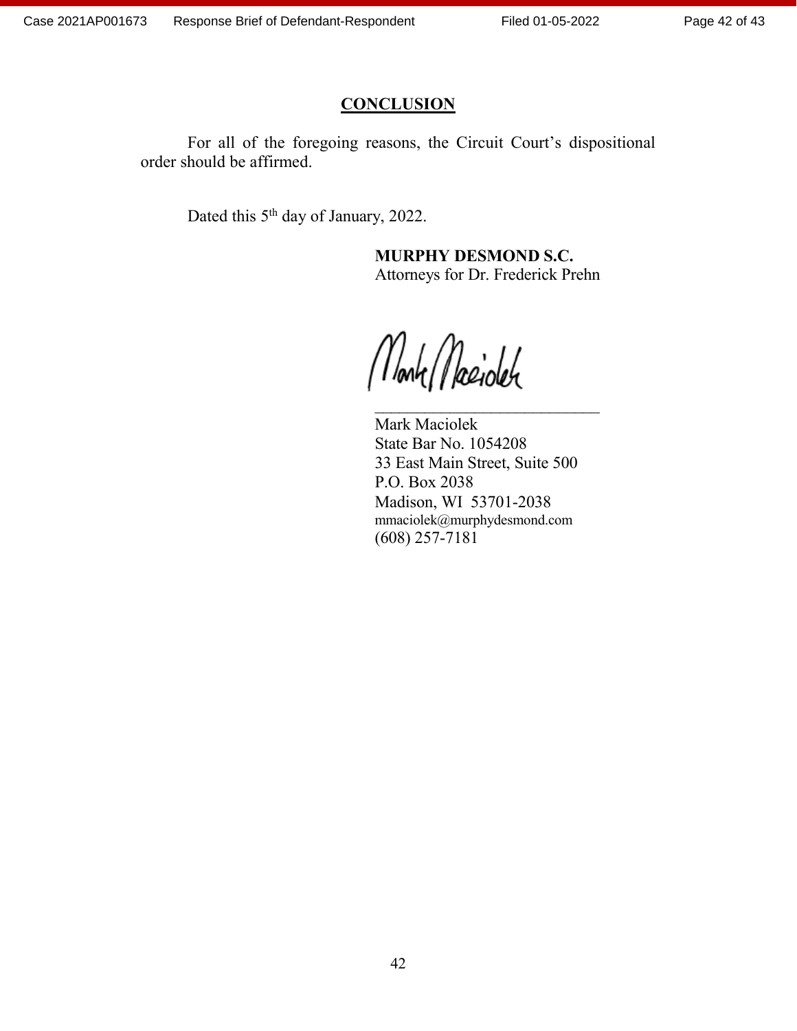## CONCLUSION

For all of the foregoing reasons, the Circuit Court's dispositional order should be affirmed.

Dated this 5th day of January, 2022.

**MURPHY DESMOND S.C.**
Attorneys for Dr. Frederick Prehn

Mark Maciolek

\_\_\_\_\_\_\_\_\_\_\_\_\_\_\_\_\_\_\_\_\_\_\_\_\_\_\_\_\_\_

Mark Maciolek
State Bar No. 1054208
33 East Main Street, Suite 500
P.O. Box 2038
Madison, WI 53701-2038
mmaciolek@murphydesmond.com
(608) 257-7181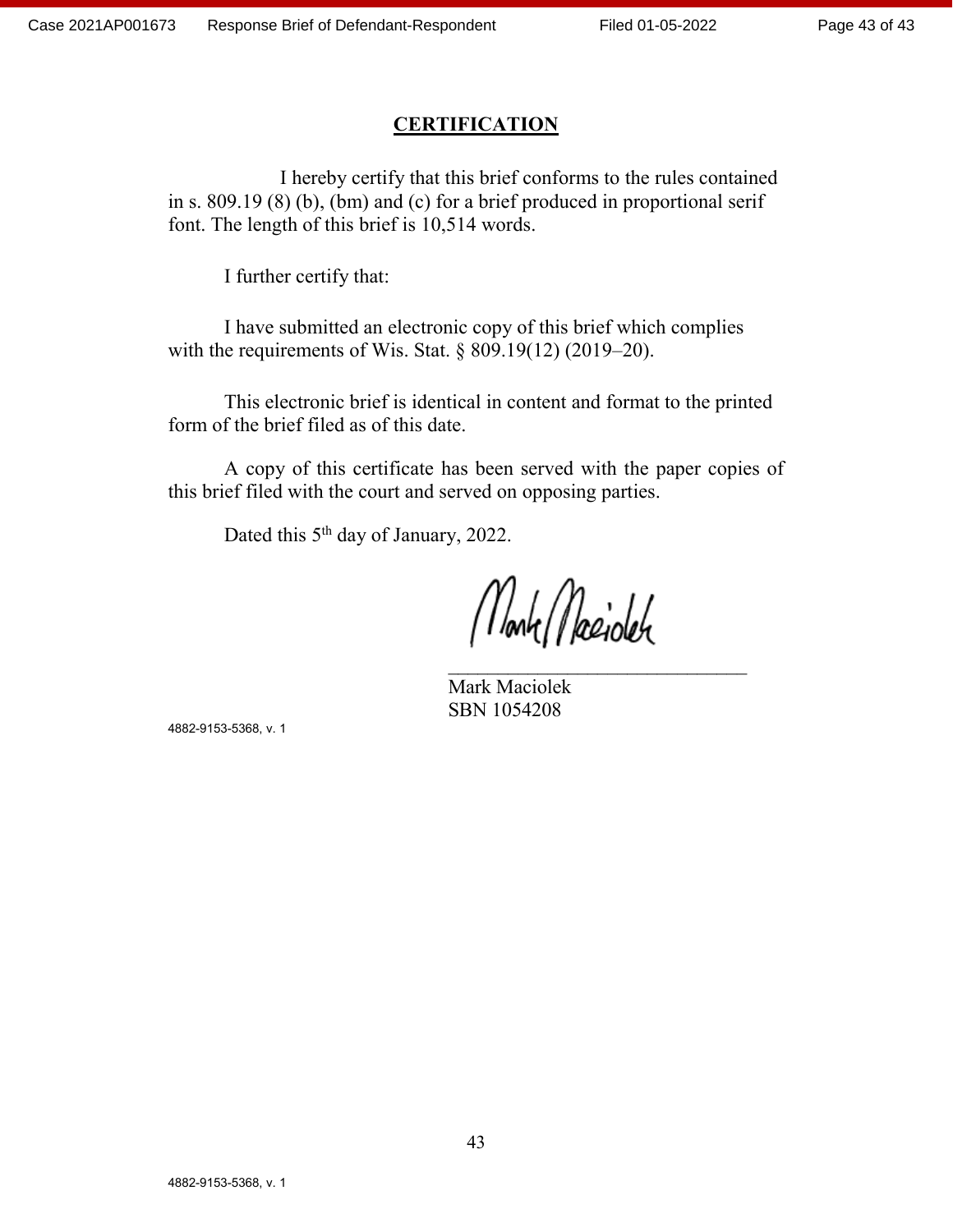## CERTIFICATION

I hereby certify that this brief conforms to the rules contained in s. 809.19 (8) (b), (bm) and (c) for a brief produced in proportional serif font. The length of this brief is 10,514 words.

I further certify that:

I have submitted an electronic copy of this brief which complies with the requirements of Wis. Stat. § 809.19(12) (2019–20).

This electronic brief is identical in content and format to the printed form of the brief filed as of this date.

A copy of this certificate has been served with the paper copies of this brief filed with the court and served on opposing parties.

Dated this 5th day of January, 2022.

Mark Maciolek
SBN 1054208

4882-9153-5368, v. 1